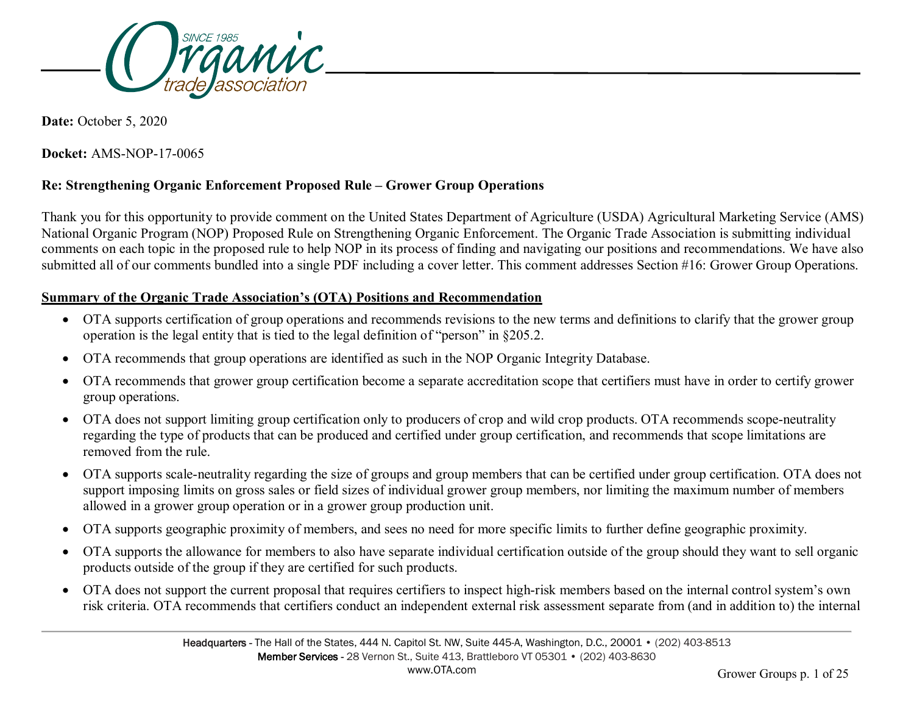**Date:** October 5, 2020

**Docket:** AMS-NOP-17-0065

**Re: Strengthening Organic Enforcement Proposed Rule – Grower Group Operations**

Thank you for this opportunity to provide comment on the United States Department of Agriculture (USDA) Agricultural Marketing Service (AMS) National Organic Program (NOP) Proposed Rule on Strengthening Organic Enforcement. The Organic Trade Association is submitting individual comments on each topic in the proposed rule to help NOP in its process of finding and navigating our positions and recommendations. We have also submitted all of our comments bundled into a single PDF including a cover letter. This comment addresses Section #16: Grower Group Operations.

## Summary of the Organic Trade Association's (OTA) Positions and Recommendation

- OTA supports certification of group operations and recommends revisions to the new terms and definitions to clarify that the grower group operation is the legal entity that is tied to the legal definition of "person" in §205.2.
- OTA recommends that group operations are identified as such in the NOP Organic Integrity Database.
- OTA recommends that grower group certification become a separate accreditation scope that certifiers must have in order to certify grower group operations.
- OTA does not support limiting group certification only to producers of crop and wild crop products. OTA recommends scope-neutrality regarding the type of products that can be produced and certified under group certification, and recommends that scope limitations are removed from the rule.
- OTA supports scale-neutrality regarding the size of groups and group members that can be certified under group certification. OTA does not support imposing limits on gross sales or field sizes of individual grower group members, nor limiting the maximum number of members allowed in a grower group operation or in a grower group production unit.
- OTA supports geographic proximity of members, and sees no need for more specific limits to further define geographic proximity.
- OTA supports the allowance for members to also have separate individual certification outside of the group should they want to sell organic products outside of the group if they are certified for such products.
- OTA does not support the current proposal that requires certifiers to inspect high-risk members based on the internal control system's own risk criteria. OTA recommends that certifiers conduct an independent external risk assessment separate from (and in addition to) the internal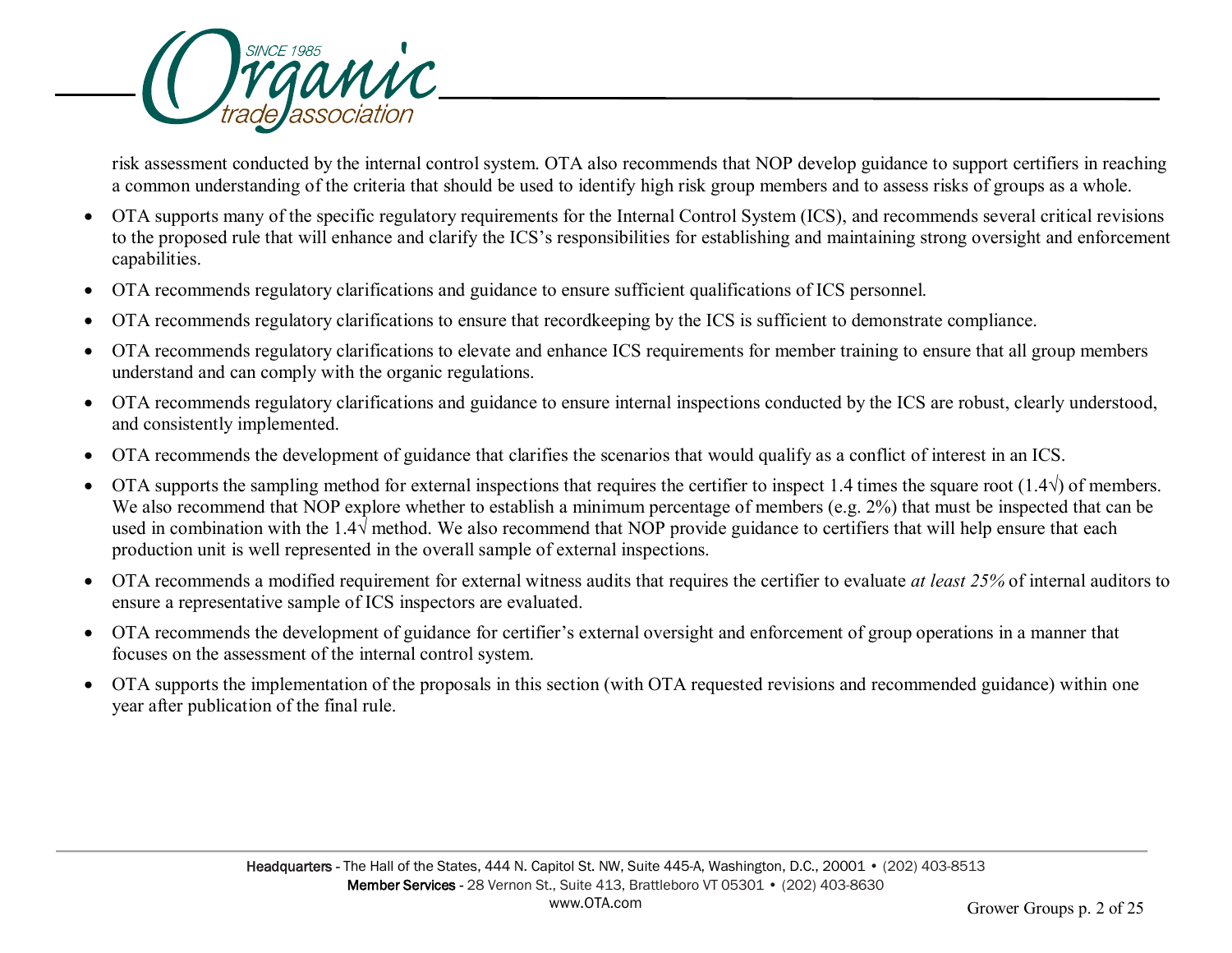risk assessment conducted by the internal control system. OTA also recommends that NOP develop guidance to support certifiers in reaching a common understanding of the criteria that should be used to identify high risk group members and to assess risks of groups as a whole.

- OTA supports many of the specific regulatory requirements for the Internal Control System (ICS), and recommends several critical revisions to the proposed rule that will enhance and clarify the ICS's responsibilities for establishing and maintaining strong oversight and enforcement capabilities.
- OTA recommends regulatory clarifications and guidance to ensure sufficient qualifications of ICS personnel.
- OTA recommends regulatory clarifications to ensure that recordkeeping by the ICS is sufficient to demonstrate compliance.
- OTA recommends regulatory clarifications to elevate and enhance ICS requirements for member training to ensure that all group members understand and can comply with the organic regulations.
- OTA recommends regulatory clarifications and guidance to ensure internal inspections conducted by the ICS are robust, clearly understood, and consistently implemented.
- OTA recommends the development of guidance that clarifies the scenarios that would qualify as a conflict of interest in an ICS.
- OTA supports the sampling method for external inspections that requires the certifier to inspect 1.4 times the square root (1.4√) of members. We also recommend that NOP explore whether to establish a minimum percentage of members (e.g. 2%) that must be inspected that can be used in combination with the 1.4√ method. We also recommend that NOP provide guidance to certifiers that will help ensure that each production unit is well represented in the overall sample of external inspections.
- OTA recommends a modified requirement for external witness audits that requires the certifier to evaluate *at least 25%* of internal auditors to ensure a representative sample of ICS inspectors are evaluated.
- OTA recommends the development of guidance for certifier's external oversight and enforcement of group operations in a manner that focuses on the assessment of the internal control system.
- OTA supports the implementation of the proposals in this section (with OTA requested revisions and recommended guidance) within one year after publication of the final rule.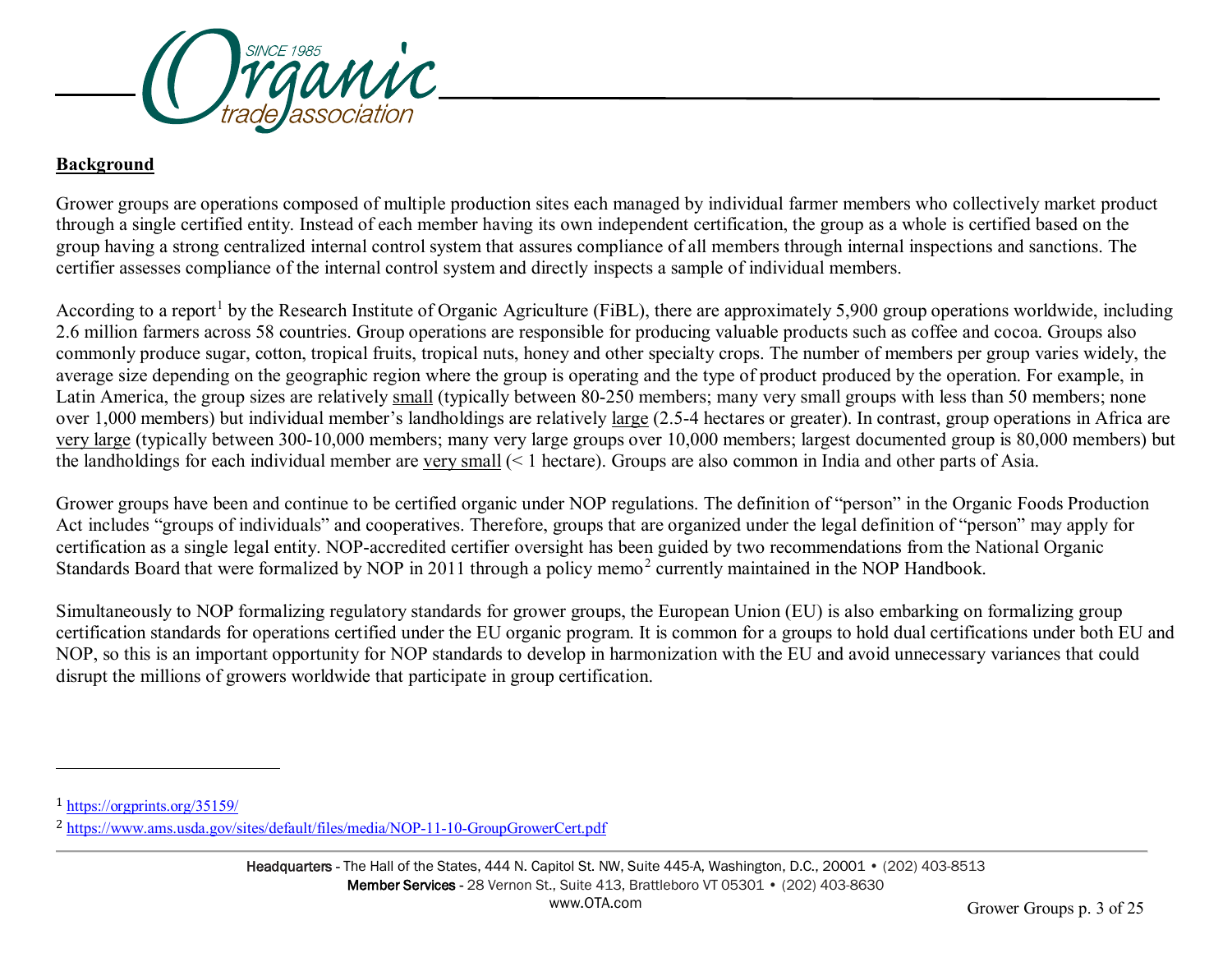**Background**

Grower groups are operations composed of multiple production sites each managed by individual farmer members who collectively market product through a single certified entity. Instead of each member having its own independent certification, the group as a whole is certified based on the group having a strong centralized internal control system that assures compliance of all members through internal inspections and sanctions. The certifier assesses compliance of the internal control system and directly inspects a sample of individual members.

According to a report[1] by the Research Institute of Organic Agriculture (FiBL), there are approximately 5,900 group operations worldwide, including 2.6 million farmers across 58 countries. Group operations are responsible for producing valuable products such as coffee and cocoa. Groups also commonly produce sugar, cotton, tropical fruits, tropical nuts, honey and other specialty crops. The number of members per group varies widely, the average size depending on the geographic region where the group is operating and the type of product produced by the operation. For example, in Latin America, the group sizes are relatively small (typically between 80-250 members; many very small groups with less than 50 members; none over 1,000 members) but individual member's landholdings are relatively large (2.5-4 hectares or greater). In contrast, group operations in Africa are very large (typically between 300-10,000 members; many very large groups over 10,000 members; largest documented group is 80,000 members) but the landholdings for each individual member are very small (< 1 hectare). Groups are also common in India and other parts of Asia.

Grower groups have been and continue to be certified organic under NOP regulations. The definition of "person" in the Organic Foods Production Act includes "groups of individuals" and cooperatives. Therefore, groups that are organized under the legal definition of "person" may apply for certification as a single legal entity. NOP-accredited certifier oversight has been guided by two recommendations from the National Organic Standards Board that were formalized by NOP in 2011 through a policy memo[2] currently maintained in the NOP Handbook.

Simultaneously to NOP formalizing regulatory standards for grower groups, the European Union (EU) is also embarking on formalizing group certification standards for operations certified under the EU organic program. It is common for a groups to hold dual certifications under both EU and NOP, so this is an important opportunity for NOP standards to develop in harmonization with the EU and avoid unnecessary variances that could disrupt the millions of growers worldwide that participate in group certification.

---

[1] https://orgprints.org/35159/

[2] https://www.ams.usda.gov/sites/default/files/media/NOP-11-10-GroupGrowerCert.pdf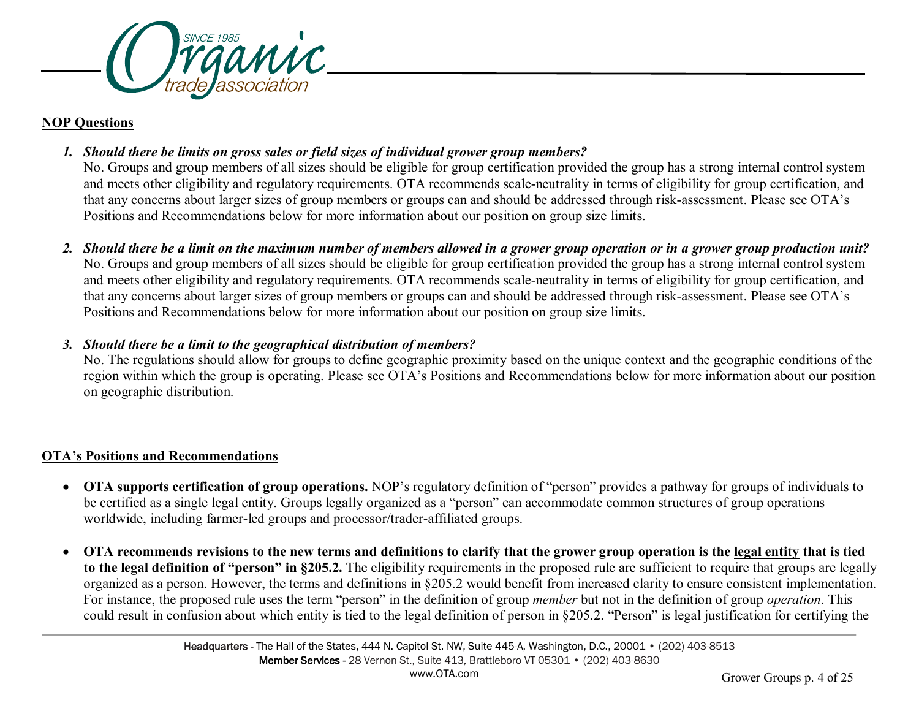**NOP Questions**

1. ***Should there be limits on gross sales or field sizes of individual grower group members?***
   No. Groups and group members of all sizes should be eligible for group certification provided the group has a strong internal control system and meets other eligibility and regulatory requirements. OTA recommends scale-neutrality in terms of eligibility for group certification, and that any concerns about larger sizes of group members or groups can and should be addressed through risk-assessment. Please see OTA's Positions and Recommendations below for more information about our position on group size limits.

2. ***Should there be a limit on the maximum number of members allowed in a grower group operation or in a grower group production unit?***
   No. Groups and group members of all sizes should be eligible for group certification provided the group has a strong internal control system and meets other eligibility and regulatory requirements. OTA recommends scale-neutrality in terms of eligibility for group certification, and that any concerns about larger sizes of group members or groups can and should be addressed through risk-assessment. Please see OTA's Positions and Recommendations below for more information about our position on group size limits.

3. ***Should there be a limit to the geographical distribution of members?***
   No. The regulations should allow for groups to define geographic proximity based on the unique context and the geographic conditions of the region within which the group is operating. Please see OTA's Positions and Recommendations below for more information about our position on geographic distribution.

**OTA's Positions and Recommendations**

- **OTA supports certification of group operations.** NOP's regulatory definition of "person" provides a pathway for groups of individuals to be certified as a single legal entity. Groups legally organized as a "person" can accommodate common structures of group operations worldwide, including farmer-led groups and processor/trader-affiliated groups.

- **OTA recommends revisions to the new terms and definitions to clarify that the grower group operation is the legal entity that is tied to the legal definition of "person" in §205.2.** The eligibility requirements in the proposed rule are sufficient to require that groups are legally organized as a person. However, the terms and definitions in §205.2 would benefit from increased clarity to ensure consistent implementation. For instance, the proposed rule uses the term "person" in the definition of group *member* but not in the definition of group *operation*. This could result in confusion about which entity is tied to the legal definition of person in §205.2. "Person" is legal justification for certifying the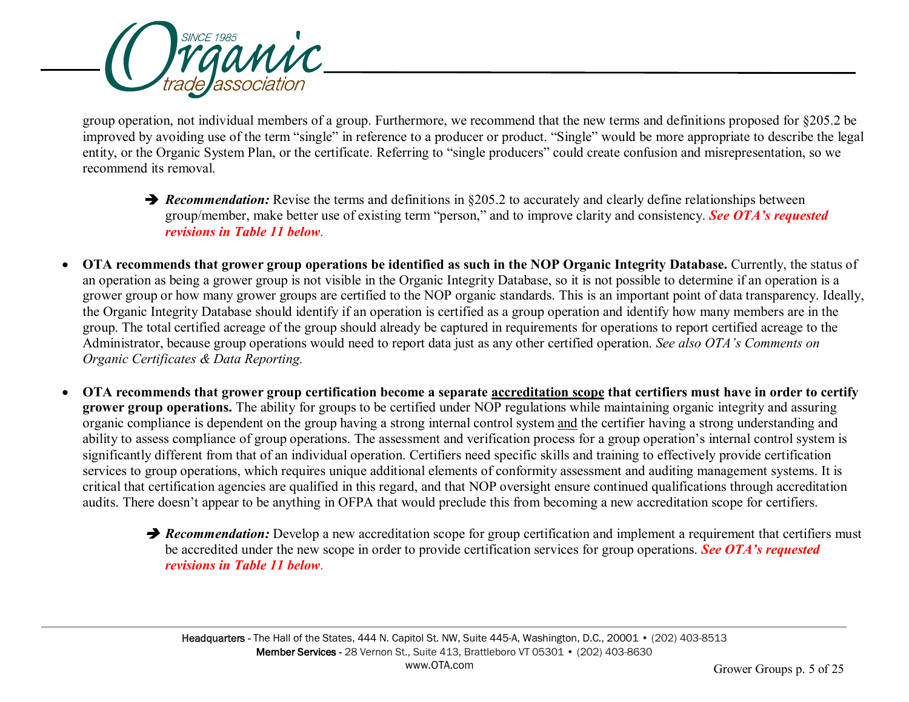group operation, not individual members of a group. Furthermore, we recommend that the new terms and definitions proposed for §205.2 be improved by avoiding use of the term "single" in reference to a producer or product. "Single" would be more appropriate to describe the legal entity, or the Organic System Plan, or the certificate. Referring to "single producers" could create confusion and misrepresentation, so we recommend its removal.

> ➔ ***Recommendation:*** Revise the terms and definitions in §205.2 to accurately and clearly define relationships between group/member, make better use of existing term "person," and to improve clarity and consistency. ***See OTA's requested revisions in Table 11 below***.

- **OTA recommends that grower group operations be identified as such in the NOP Organic Integrity Database.** Currently, the status of an operation as being a grower group is not visible in the Organic Integrity Database, so it is not possible to determine if an operation is a grower group or how many grower groups are certified to the NOP organic standards. This is an important point of data transparency. Ideally, the Organic Integrity Database should identify if an operation is certified as a group operation and identify how many members are in the group. The total certified acreage of the group should already be captured in requirements for operations to report certified acreage to the Administrator, because group operations would need to report data just as any other certified operation. *See also OTA's Comments on Organic Certificates & Data Reporting.*

- **OTA recommends that grower group certification become a separate <u>accreditation scope</u> that certifiers must have in order to certify grower group operations.** The ability for groups to be certified under NOP regulations while maintaining organic integrity and assuring organic compliance is dependent on the group having a strong internal control system <u>and</u> the certifier having a strong understanding and ability to assess compliance of group operations. The assessment and verification process for a group operation's internal control system is significantly different from that of an individual operation. Certifiers need specific skills and training to effectively provide certification services to group operations, which requires unique additional elements of conformity assessment and auditing management systems. It is critical that certification agencies are qualified in this regard, and that NOP oversight ensure continued qualifications through accreditation audits. There doesn't appear to be anything in OFPA that would preclude this from becoming a new accreditation scope for certifiers.

> ➔ ***Recommendation:*** Develop a new accreditation scope for group certification and implement a requirement that certifiers must be accredited under the new scope in order to provide certification services for group operations. ***See OTA's requested revisions in Table 11 below***.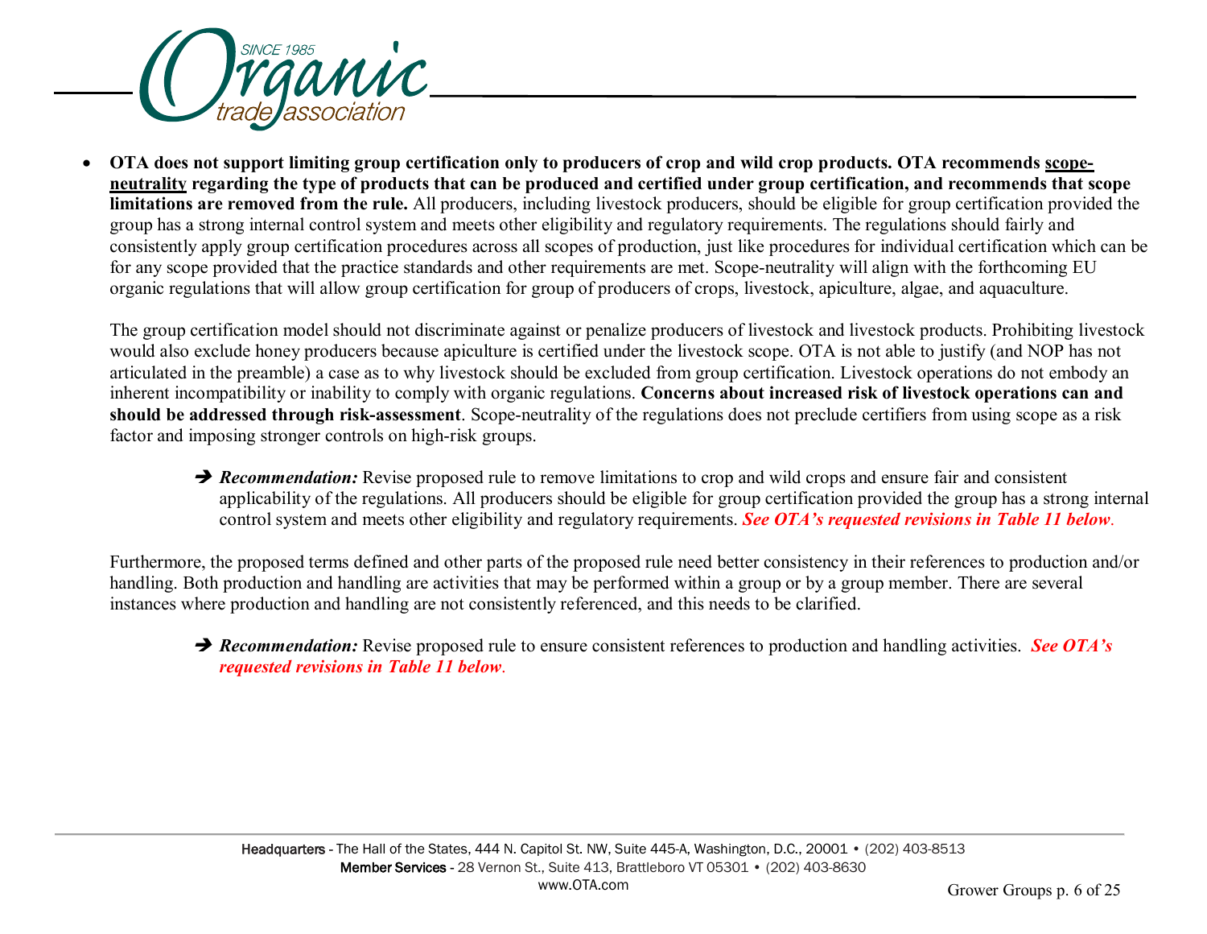- **OTA does not support limiting group certification only to producers of crop and wild crop products. OTA recommends <u>scope-neutrality</u> regarding the type of products that can be produced and certified under group certification, and recommends that scope limitations are removed from the rule.** All producers, including livestock producers, should be eligible for group certification provided the group has a strong internal control system and meets other eligibility and regulatory requirements. The regulations should fairly and consistently apply group certification procedures across all scopes of production, just like procedures for individual certification which can be for any scope provided that the practice standards and other requirements are met. Scope-neutrality will align with the forthcoming EU organic regulations that will allow group certification for group of producers of crops, livestock, apiculture, algae, and aquaculture.

  The group certification model should not discriminate against or penalize producers of livestock and livestock products. Prohibiting livestock would also exclude honey producers because apiculture is certified under the livestock scope. OTA is not able to justify (and NOP has not articulated in the preamble) a case as to why livestock should be excluded from group certification. Livestock operations do not embody an inherent incompatibility or inability to comply with organic regulations. **Concerns about increased risk of livestock operations can and should be addressed through risk-assessment**. Scope-neutrality of the regulations does not preclude certifiers from using scope as a risk factor and imposing stronger controls on high-risk groups.

  ➔ ***Recommendation:*** Revise proposed rule to remove limitations to crop and wild crops and ensure fair and consistent applicability of the regulations. All producers should be eligible for group certification provided the group has a strong internal control system and meets other eligibility and regulatory requirements. ***See OTA's requested revisions in Table 11 below***.

  Furthermore, the proposed terms defined and other parts of the proposed rule need better consistency in their references to production and/or handling. Both production and handling are activities that may be performed within a group or by a group member. There are several instances where production and handling are not consistently referenced, and this needs to be clarified.

  ➔ ***Recommendation:*** Revise proposed rule to ensure consistent references to production and handling activities. ***See OTA's requested revisions in Table 11 below***.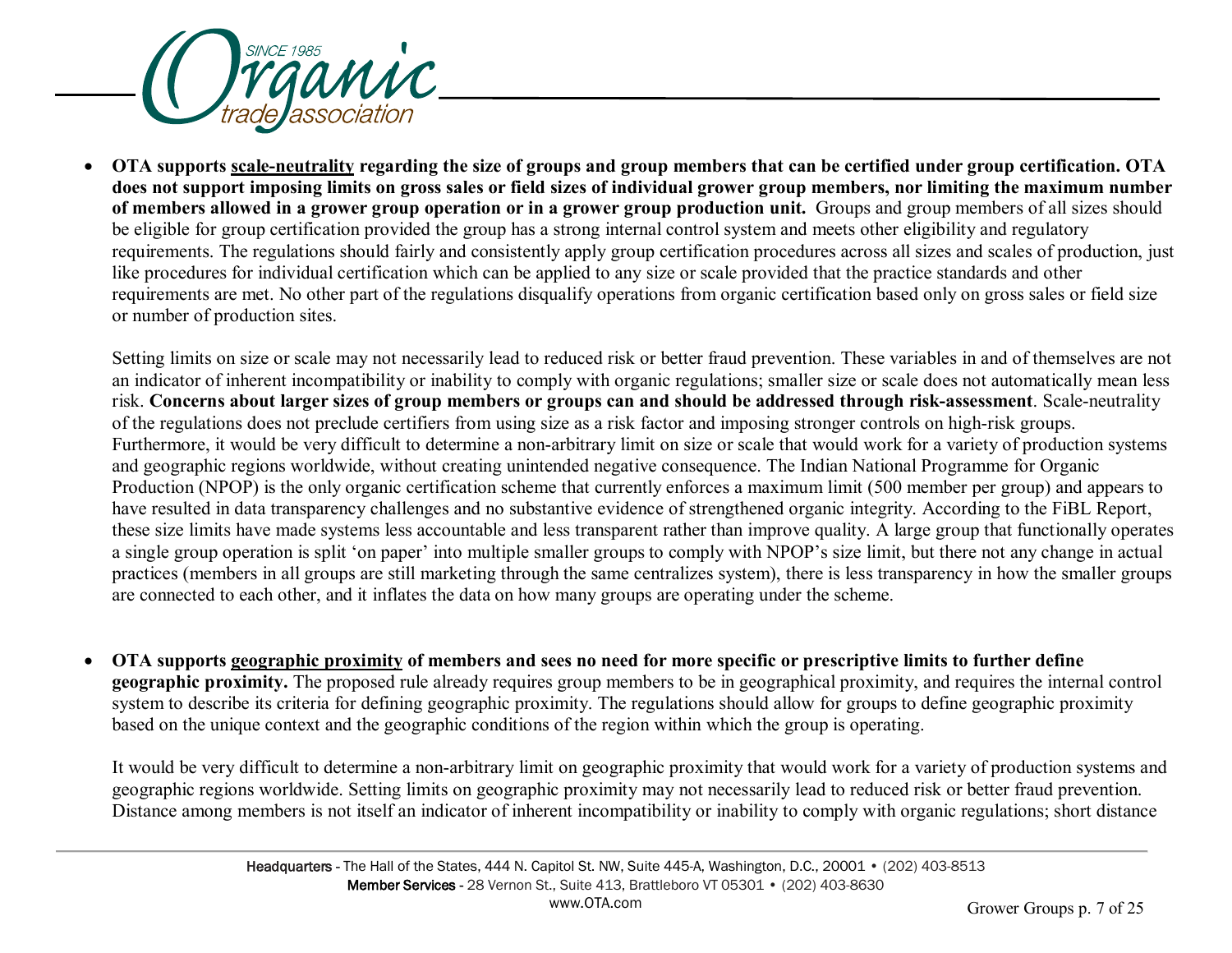- **OTA supports scale-neutrality regarding the size of groups and group members that can be certified under group certification. OTA does not support imposing limits on gross sales or field sizes of individual grower group members, nor limiting the maximum number of members allowed in a grower group operation or in a grower group production unit.** Groups and group members of all sizes should be eligible for group certification provided the group has a strong internal control system and meets other eligibility and regulatory requirements. The regulations should fairly and consistently apply group certification procedures across all sizes and scales of production, just like procedures for individual certification which can be applied to any size or scale provided that the practice standards and other requirements are met. No other part of the regulations disqualify operations from organic certification based only on gross sales or field size or number of production sites.

  Setting limits on size or scale may not necessarily lead to reduced risk or better fraud prevention. These variables in and of themselves are not an indicator of inherent incompatibility or inability to comply with organic regulations; smaller size or scale does not automatically mean less risk. **Concerns about larger sizes of group members or groups can and should be addressed through risk-assessment**. Scale-neutrality of the regulations does not preclude certifiers from using size as a risk factor and imposing stronger controls on high-risk groups. Furthermore, it would be very difficult to determine a non-arbitrary limit on size or scale that would work for a variety of production systems and geographic regions worldwide, without creating unintended negative consequence. The Indian National Programme for Organic Production (NPOP) is the only organic certification scheme that currently enforces a maximum limit (500 member per group) and appears to have resulted in data transparency challenges and no substantive evidence of strengthened organic integrity. According to the FiBL Report, these size limits have made systems less accountable and less transparent rather than improve quality. A large group that functionally operates a single group operation is split 'on paper' into multiple smaller groups to comply with NPOP's size limit, but there not any change in actual practices (members in all groups are still marketing through the same centralizes system), there is less transparency in how the smaller groups are connected to each other, and it inflates the data on how many groups are operating under the scheme.

- **OTA supports geographic proximity of members and sees no need for more specific or prescriptive limits to further define geographic proximity.** The proposed rule already requires group members to be in geographical proximity, and requires the internal control system to describe its criteria for defining geographic proximity. The regulations should allow for groups to define geographic proximity based on the unique context and the geographic conditions of the region within which the group is operating.

  It would be very difficult to determine a non-arbitrary limit on geographic proximity that would work for a variety of production systems and geographic regions worldwide. Setting limits on geographic proximity may not necessarily lead to reduced risk or better fraud prevention. Distance among members is not itself an indicator of inherent incompatibility or inability to comply with organic regulations; short distance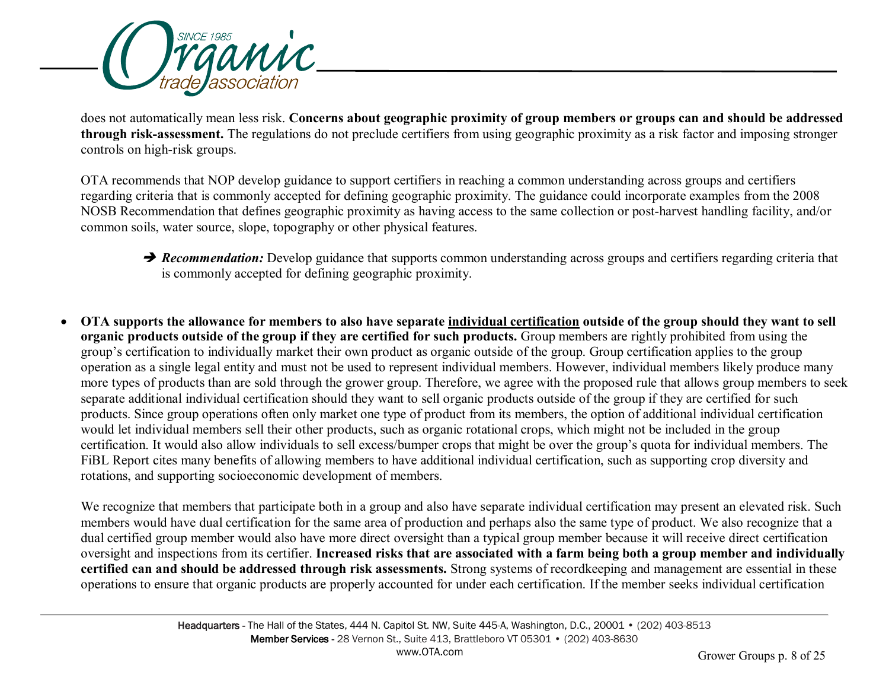does not automatically mean less risk. **Concerns about geographic proximity of group members or groups can and should be addressed through risk-assessment.** The regulations do not preclude certifiers from using geographic proximity as a risk factor and imposing stronger controls on high-risk groups.

OTA recommends that NOP develop guidance to support certifiers in reaching a common understanding across groups and certifiers regarding criteria that is commonly accepted for defining geographic proximity. The guidance could incorporate examples from the 2008 NOSB Recommendation that defines geographic proximity as having access to the same collection or post-harvest handling facility, and/or common soils, water source, slope, topography or other physical features.

> ➔ ***Recommendation:*** Develop guidance that supports common understanding across groups and certifiers regarding criteria that is commonly accepted for defining geographic proximity.

- **OTA supports the allowance for members to also have separate <u>individual certification</u> outside of the group should they want to sell organic products outside of the group if they are certified for such products.** Group members are rightly prohibited from using the group's certification to individually market their own product as organic outside of the group. Group certification applies to the group operation as a single legal entity and must not be used to represent individual members. However, individual members likely produce many more types of products than are sold through the grower group. Therefore, we agree with the proposed rule that allows group members to seek separate additional individual certification should they want to sell organic products outside of the group if they are certified for such products. Since group operations often only market one type of product from its members, the option of additional individual certification would let individual members sell their other products, such as organic rotational crops, which might not be included in the group certification. It would also allow individuals to sell excess/bumper crops that might be over the group's quota for individual members. The FiBL Report cites many benefits of allowing members to have additional individual certification, such as supporting crop diversity and rotations, and supporting socioeconomic development of members.

  We recognize that members that participate both in a group and also have separate individual certification may present an elevated risk. Such members would have dual certification for the same area of production and perhaps also the same type of product. We also recognize that a dual certified group member would also have more direct oversight than a typical group member because it will receive direct certification oversight and inspections from its certifier. **Increased risks that are associated with a farm being both a group member and individually certified can and should be addressed through risk assessments.** Strong systems of recordkeeping and management are essential in these operations to ensure that organic products are properly accounted for under each certification. If the member seeks individual certification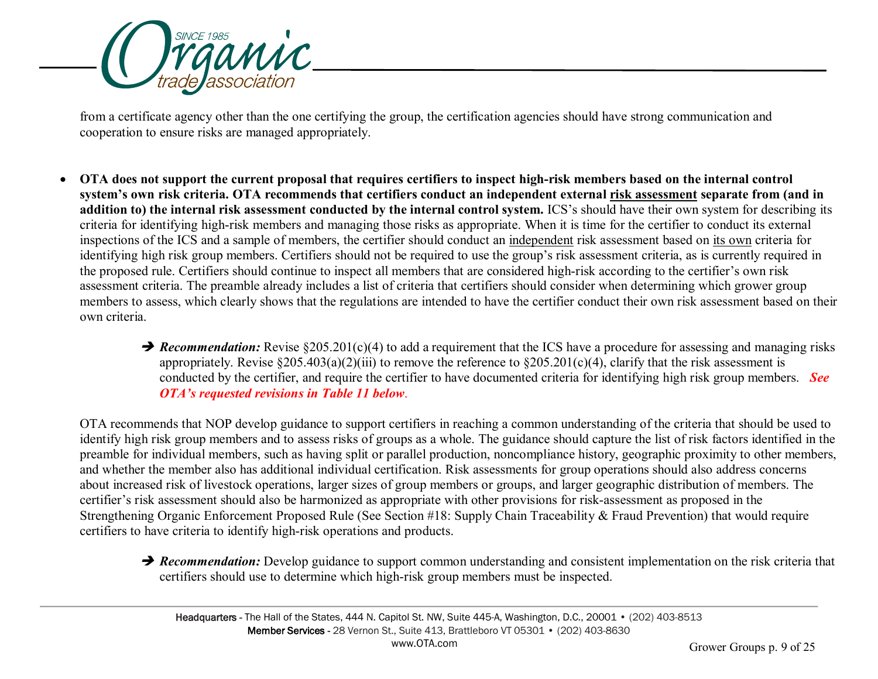from a certificate agency other than the one certifying the group, the certification agencies should have strong communication and cooperation to ensure risks are managed appropriately.

- **OTA does not support the current proposal that requires certifiers to inspect high-risk members based on the internal control system's own risk criteria. OTA recommends that certifiers conduct an independent external <u>risk assessment</u> separate from (and in addition to) the internal risk assessment conducted by the internal control system.** ICS's should have their own system for describing its criteria for identifying high-risk members and managing those risks as appropriate. When it is time for the certifier to conduct its external inspections of the ICS and a sample of members, the certifier should conduct an <u>independent</u> risk assessment based on <u>its own</u> criteria for identifying high risk group members. Certifiers should not be required to use the group's risk assessment criteria, as is currently required in the proposed rule. Certifiers should continue to inspect all members that are considered high-risk according to the certifier's own risk assessment criteria. The preamble already includes a list of criteria that certifiers should consider when determining which grower group members to assess, which clearly shows that the regulations are intended to have the certifier conduct their own risk assessment based on their own criteria.

  ➔ ***Recommendation:*** Revise §205.201(c)(4) to add a requirement that the ICS have a procedure for assessing and managing risks appropriately. Revise §205.403(a)(2)(iii) to remove the reference to §205.201(c)(4), clarify that the risk assessment is conducted by the certifier, and require the certifier to have documented criteria for identifying high risk group members. ***See OTA's requested revisions in Table 11 below***.

OTA recommends that NOP develop guidance to support certifiers in reaching a common understanding of the criteria that should be used to identify high risk group members and to assess risks of groups as a whole. The guidance should capture the list of risk factors identified in the preamble for individual members, such as having split or parallel production, noncompliance history, geographic proximity to other members, and whether the member also has additional individual certification. Risk assessments for group operations should also address concerns about increased risk of livestock operations, larger sizes of group members or groups, and larger geographic distribution of members. The certifier's risk assessment should also be harmonized as appropriate with other provisions for risk-assessment as proposed in the Strengthening Organic Enforcement Proposed Rule (See Section #18: Supply Chain Traceability & Fraud Prevention) that would require certifiers to have criteria to identify high-risk operations and products.

➔ ***Recommendation:*** Develop guidance to support common understanding and consistent implementation on the risk criteria that certifiers should use to determine which high-risk group members must be inspected.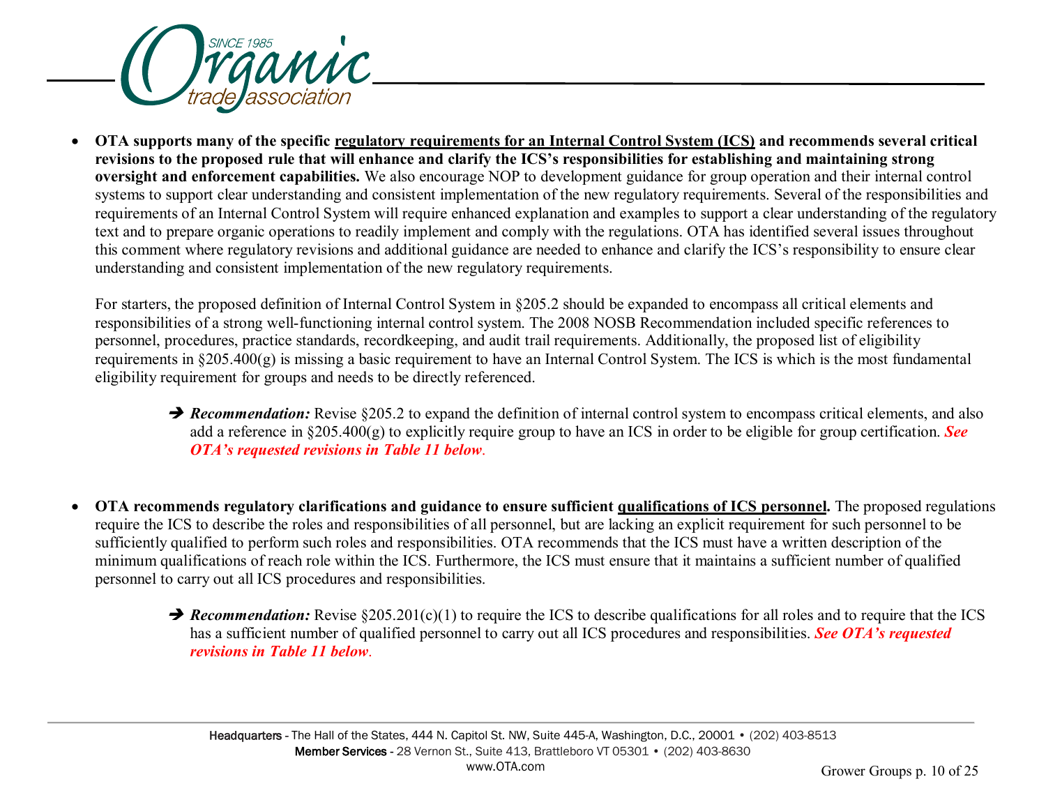- **OTA supports many of the specific <u>regulatory requirements for an Internal Control System (ICS)</u> and recommends several critical revisions to the proposed rule that will enhance and clarify the ICS's responsibilities for establishing and maintaining strong oversight and enforcement capabilities.** We also encourage NOP to development guidance for group operation and their internal control systems to support clear understanding and consistent implementation of the new regulatory requirements. Several of the responsibilities and requirements of an Internal Control System will require enhanced explanation and examples to support a clear understanding of the regulatory text and to prepare organic operations to readily implement and comply with the regulations. OTA has identified several issues throughout this comment where regulatory revisions and additional guidance are needed to enhance and clarify the ICS's responsibility to ensure clear understanding and consistent implementation of the new regulatory requirements.

  For starters, the proposed definition of Internal Control System in §205.2 should be expanded to encompass all critical elements and responsibilities of a strong well-functioning internal control system. The 2008 NOSB Recommendation included specific references to personnel, procedures, practice standards, recordkeeping, and audit trail requirements. Additionally, the proposed list of eligibility requirements in §205.400(g) is missing a basic requirement to have an Internal Control System. The ICS is which is the most fundamental eligibility requirement for groups and needs to be directly referenced.

  ➔ ***Recommendation:*** Revise §205.2 to expand the definition of internal control system to encompass critical elements, and also add a reference in §205.400(g) to explicitly require group to have an ICS in order to be eligible for group certification. ***See OTA's requested revisions in Table 11 below***.

- **OTA recommends regulatory clarifications and guidance to ensure sufficient <u>qualifications of ICS personnel</u>.** The proposed regulations require the ICS to describe the roles and responsibilities of all personnel, but are lacking an explicit requirement for such personnel to be sufficiently qualified to perform such roles and responsibilities. OTA recommends that the ICS must have a written description of the minimum qualifications of reach role within the ICS. Furthermore, the ICS must ensure that it maintains a sufficient number of qualified personnel to carry out all ICS procedures and responsibilities.

  ➔ ***Recommendation:*** Revise §205.201(c)(1) to require the ICS to describe qualifications for all roles and to require that the ICS has a sufficient number of qualified personnel to carry out all ICS procedures and responsibilities. ***See OTA's requested revisions in Table 11 below***.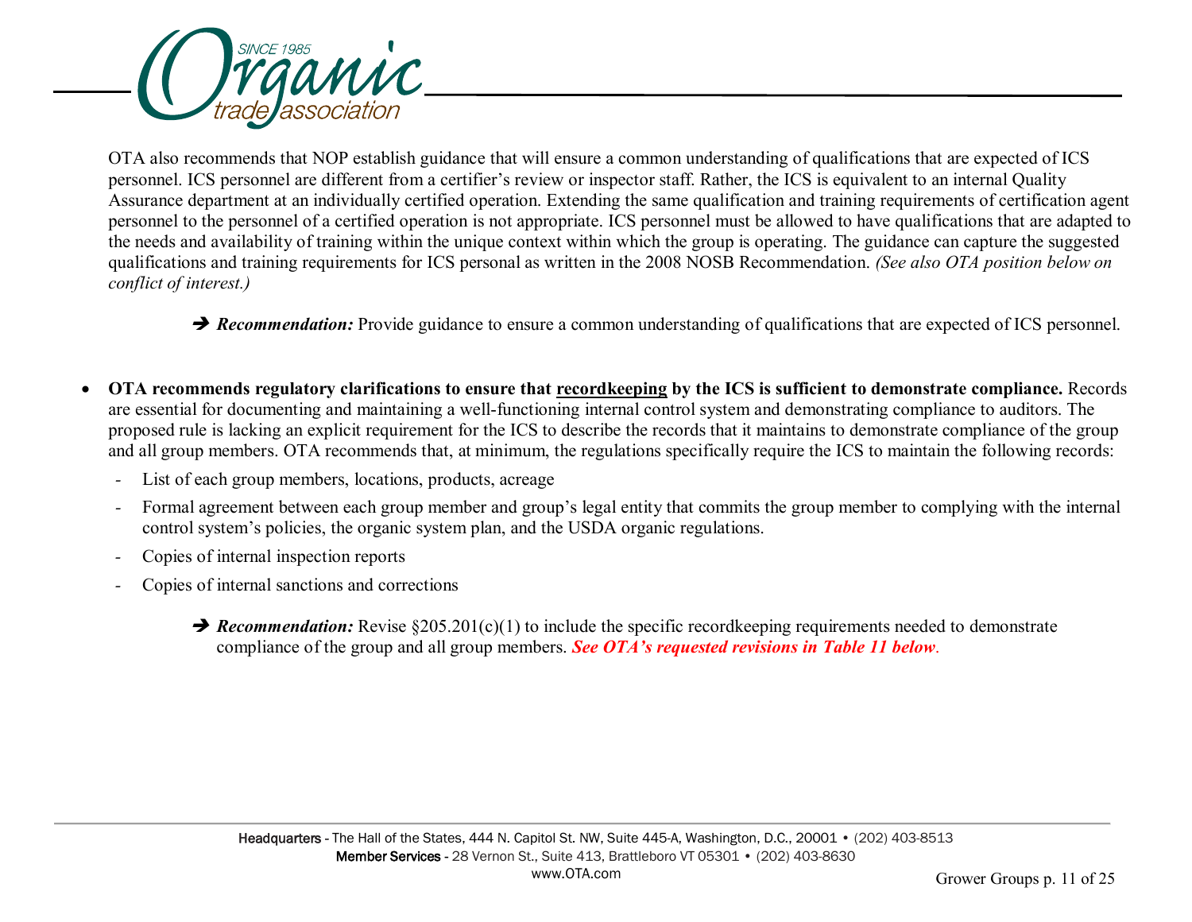OTA also recommends that NOP establish guidance that will ensure a common understanding of qualifications that are expected of ICS personnel. ICS personnel are different from a certifier's review or inspector staff. Rather, the ICS is equivalent to an internal Quality Assurance department at an individually certified operation. Extending the same qualification and training requirements of certification agent personnel to the personnel of a certified operation is not appropriate. ICS personnel must be allowed to have qualifications that are adapted to the needs and availability of training within the unique context within which the group is operating. The guidance can capture the suggested qualifications and training requirements for ICS personal as written in the 2008 NOSB Recommendation. *(See also OTA position below on conflict of interest.)*

> ➔ ***Recommendation:*** Provide guidance to ensure a common understanding of qualifications that are expected of ICS personnel.

- **OTA recommends regulatory clarifications to ensure that recordkeeping by the ICS is sufficient to demonstrate compliance.** Records are essential for documenting and maintaining a well-functioning internal control system and demonstrating compliance to auditors. The proposed rule is lacking an explicit requirement for the ICS to describe the records that it maintains to demonstrate compliance of the group and all group members. OTA recommends that, at minimum, the regulations specifically require the ICS to maintain the following records:
  - List of each group members, locations, products, acreage
  - Formal agreement between each group member and group's legal entity that commits the group member to complying with the internal control system's policies, the organic system plan, and the USDA organic regulations.
  - Copies of internal inspection reports
  - Copies of internal sanctions and corrections

> ➔ ***Recommendation:*** Revise §205.201(c)(1) to include the specific recordkeeping requirements needed to demonstrate compliance of the group and all group members. ***See OTA's requested revisions in Table 11 below.***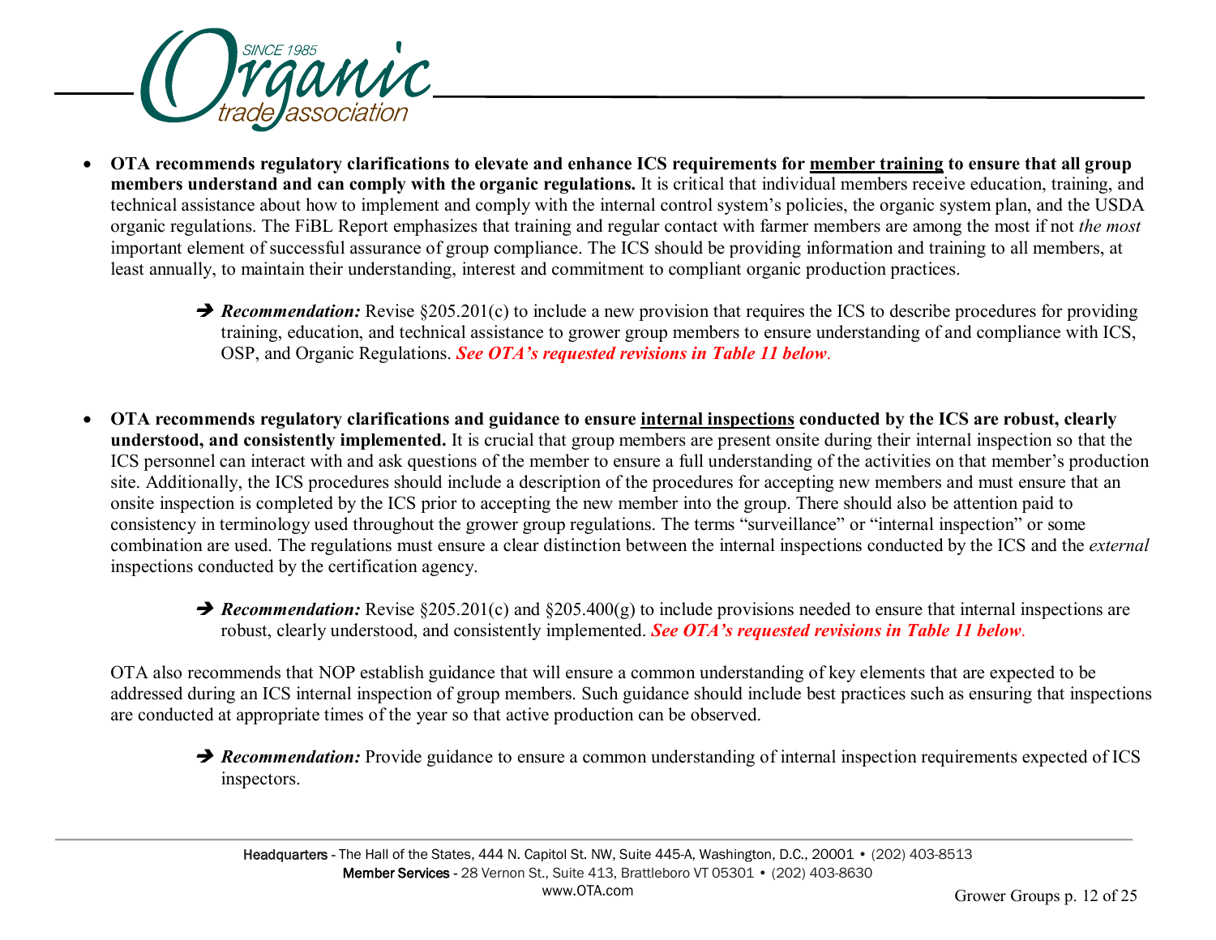- **OTA recommends regulatory clarifications to elevate and enhance ICS requirements for <u>member training</u> to ensure that all group members understand and can comply with the organic regulations.** It is critical that individual members receive education, training, and technical assistance about how to implement and comply with the internal control system's policies, the organic system plan, and the USDA organic regulations. The FiBL Report emphasizes that training and regular contact with farmer members are among the most if not *the most* important element of successful assurance of group compliance. The ICS should be providing information and training to all members, at least annually, to maintain their understanding, interest and commitment to compliant organic production practices.

  ➔ ***Recommendation:*** Revise §205.201(c) to include a new provision that requires the ICS to describe procedures for providing training, education, and technical assistance to grower group members to ensure understanding of and compliance with ICS, OSP, and Organic Regulations. ***See OTA's requested revisions in Table 11 below.***

- **OTA recommends regulatory clarifications and guidance to ensure <u>internal inspections</u> conducted by the ICS are robust, clearly understood, and consistently implemented.** It is crucial that group members are present onsite during their internal inspection so that the ICS personnel can interact with and ask questions of the member to ensure a full understanding of the activities on that member's production site. Additionally, the ICS procedures should include a description of the procedures for accepting new members and must ensure that an onsite inspection is completed by the ICS prior to accepting the new member into the group. There should also be attention paid to consistency in terminology used throughout the grower group regulations. The terms "surveillance" or "internal inspection" or some combination are used. The regulations must ensure a clear distinction between the internal inspections conducted by the ICS and the *external* inspections conducted by the certification agency.

  ➔ ***Recommendation:*** Revise §205.201(c) and §205.400(g) to include provisions needed to ensure that internal inspections are robust, clearly understood, and consistently implemented. ***See OTA's requested revisions in Table 11 below.***

  OTA also recommends that NOP establish guidance that will ensure a common understanding of key elements that are expected to be addressed during an ICS internal inspection of group members. Such guidance should include best practices such as ensuring that inspections are conducted at appropriate times of the year so that active production can be observed.

  ➔ ***Recommendation:*** Provide guidance to ensure a common understanding of internal inspection requirements expected of ICS inspectors.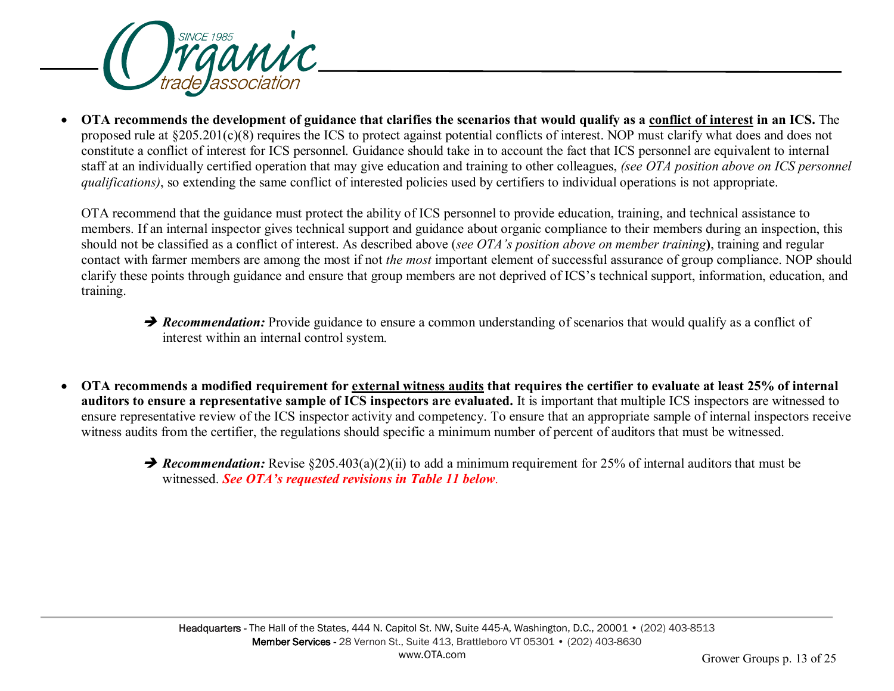- **OTA recommends the development of guidance that clarifies the scenarios that would qualify as a <u>conflict of interest</u> in an ICS.** The proposed rule at §205.201(c)(8) requires the ICS to protect against potential conflicts of interest. NOP must clarify what does and does not constitute a conflict of interest for ICS personnel. Guidance should take in to account the fact that ICS personnel are equivalent to internal staff at an individually certified operation that may give education and training to other colleagues, *(see OTA position above on ICS personnel qualifications)*, so extending the same conflict of interested policies used by certifiers to individual operations is not appropriate.

  OTA recommend that the guidance must protect the ability of ICS personnel to provide education, training, and technical assistance to members. If an internal inspector gives technical support and guidance about organic compliance to their members during an inspection, this should not be classified as a conflict of interest. As described above (*see OTA's position above on member training*), training and regular contact with farmer members are among the most if not *the most* important element of successful assurance of group compliance. NOP should clarify these points through guidance and ensure that group members are not deprived of ICS's technical support, information, education, and training.

  ➔ ***Recommendation:*** Provide guidance to ensure a common understanding of scenarios that would qualify as a conflict of interest within an internal control system.

- **OTA recommends a modified requirement for <u>external witness audits</u> that requires the certifier to evaluate at least 25% of internal auditors to ensure a representative sample of ICS inspectors are evaluated.** It is important that multiple ICS inspectors are witnessed to ensure representative review of the ICS inspector activity and competency. To ensure that an appropriate sample of internal inspectors receive witness audits from the certifier, the regulations should specific a minimum number of percent of auditors that must be witnessed.

  ➔ ***Recommendation:*** Revise §205.403(a)(2)(ii) to add a minimum requirement for 25% of internal auditors that must be witnessed. ***See OTA's requested revisions in Table 11 below***.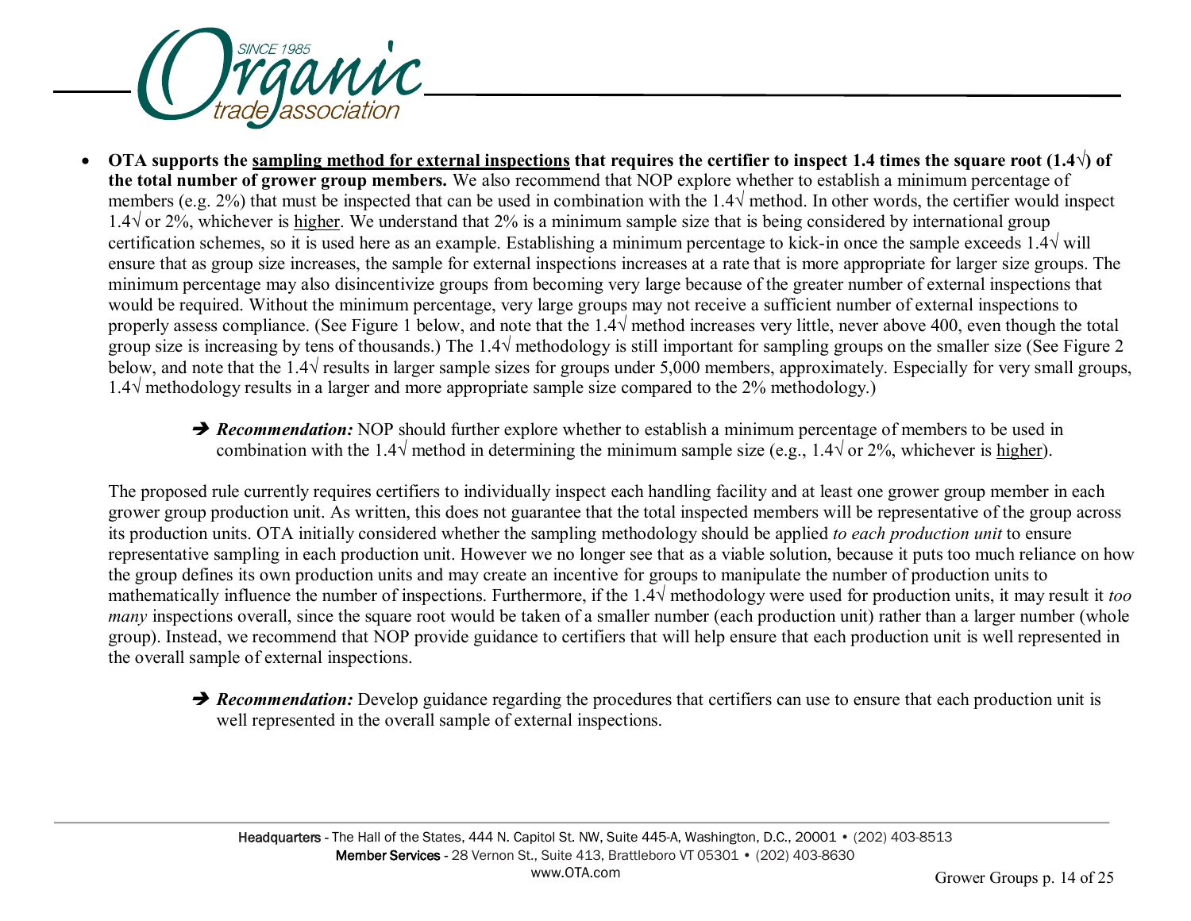- **OTA supports the <u>sampling method for external inspections</u> that requires the certifier to inspect 1.4 times the square root (1.4√) of the total number of grower group members.** We also recommend that NOP explore whether to establish a minimum percentage of members (e.g. 2%) that must be inspected that can be used in combination with the 1.4√ method. In other words, the certifier would inspect 1.4√ or 2%, whichever is <u>higher</u>. We understand that 2% is a minimum sample size that is being considered by international group certification schemes, so it is used here as an example. Establishing a minimum percentage to kick-in once the sample exceeds 1.4√ will ensure that as group size increases, the sample for external inspections increases at a rate that is more appropriate for larger size groups. The minimum percentage may also disincentivize groups from becoming very large because of the greater number of external inspections that would be required. Without the minimum percentage, very large groups may not receive a sufficient number of external inspections to properly assess compliance. (See Figure 1 below, and note that the 1.4√ method increases very little, never above 400, even though the total group size is increasing by tens of thousands.) The 1.4√ methodology is still important for sampling groups on the smaller size (See Figure 2 below, and note that the 1.4√ results in larger sample sizes for groups under 5,000 members, approximately. Especially for very small groups, 1.4√ methodology results in a larger and more appropriate sample size compared to the 2% methodology.)

> ➔ ***Recommendation:*** NOP should further explore whether to establish a minimum percentage of members to be used in combination with the 1.4√ method in determining the minimum sample size (e.g., 1.4√ or 2%, whichever is <u>higher</u>).

The proposed rule currently requires certifiers to individually inspect each handling facility and at least one grower group member in each grower group production unit. As written, this does not guarantee that the total inspected members will be representative of the group across its production units. OTA initially considered whether the sampling methodology should be applied *to each production unit* to ensure representative sampling in each production unit. However we no longer see that as a viable solution, because it puts too much reliance on how the group defines its own production units and may create an incentive for groups to manipulate the number of production units to mathematically influence the number of inspections. Furthermore, if the 1.4√ methodology were used for production units, it may result it *too many* inspections overall, since the square root would be taken of a smaller number (each production unit) rather than a larger number (whole group). Instead, we recommend that NOP provide guidance to certifiers that will help ensure that each production unit is well represented in the overall sample of external inspections.

> ➔ ***Recommendation:*** Develop guidance regarding the procedures that certifiers can use to ensure that each production unit is well represented in the overall sample of external inspections.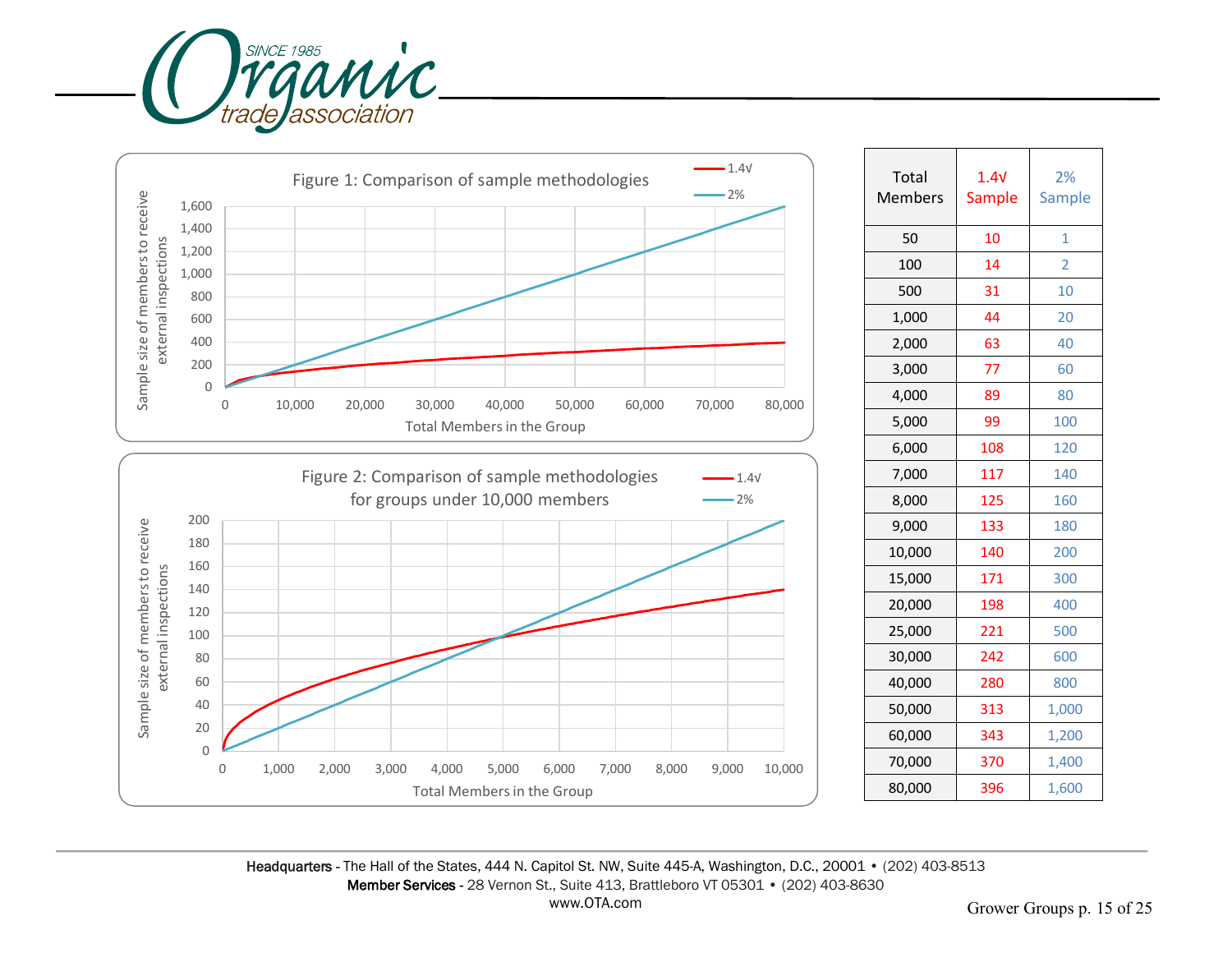Figure 1: Comparison of sample methodologies

Figure 2: Comparison of sample methodologies for groups under 10,000 members

| Total Members | 1.4√ Sample | 2% Sample |
|---|---|---|
| 50 | 10 | 1 |
| 100 | 14 | 2 |
| 500 | 31 | 10 |
| 1,000 | 44 | 20 |
| 2,000 | 63 | 40 |
| 3,000 | 77 | 60 |
| 4,000 | 89 | 80 |
| 5,000 | 99 | 100 |
| 6,000 | 108 | 120 |
| 7,000 | 117 | 140 |
| 8,000 | 125 | 160 |
| 9,000 | 133 | 180 |
| 10,000 | 140 | 200 |
| 15,000 | 171 | 300 |
| 20,000 | 198 | 400 |
| 25,000 | 221 | 500 |
| 30,000 | 242 | 600 |
| 40,000 | 280 | 800 |
| 50,000 | 313 | 1,000 |
| 60,000 | 343 | 1,200 |
| 70,000 | 370 | 1,400 |
| 80,000 | 396 | 1,600 |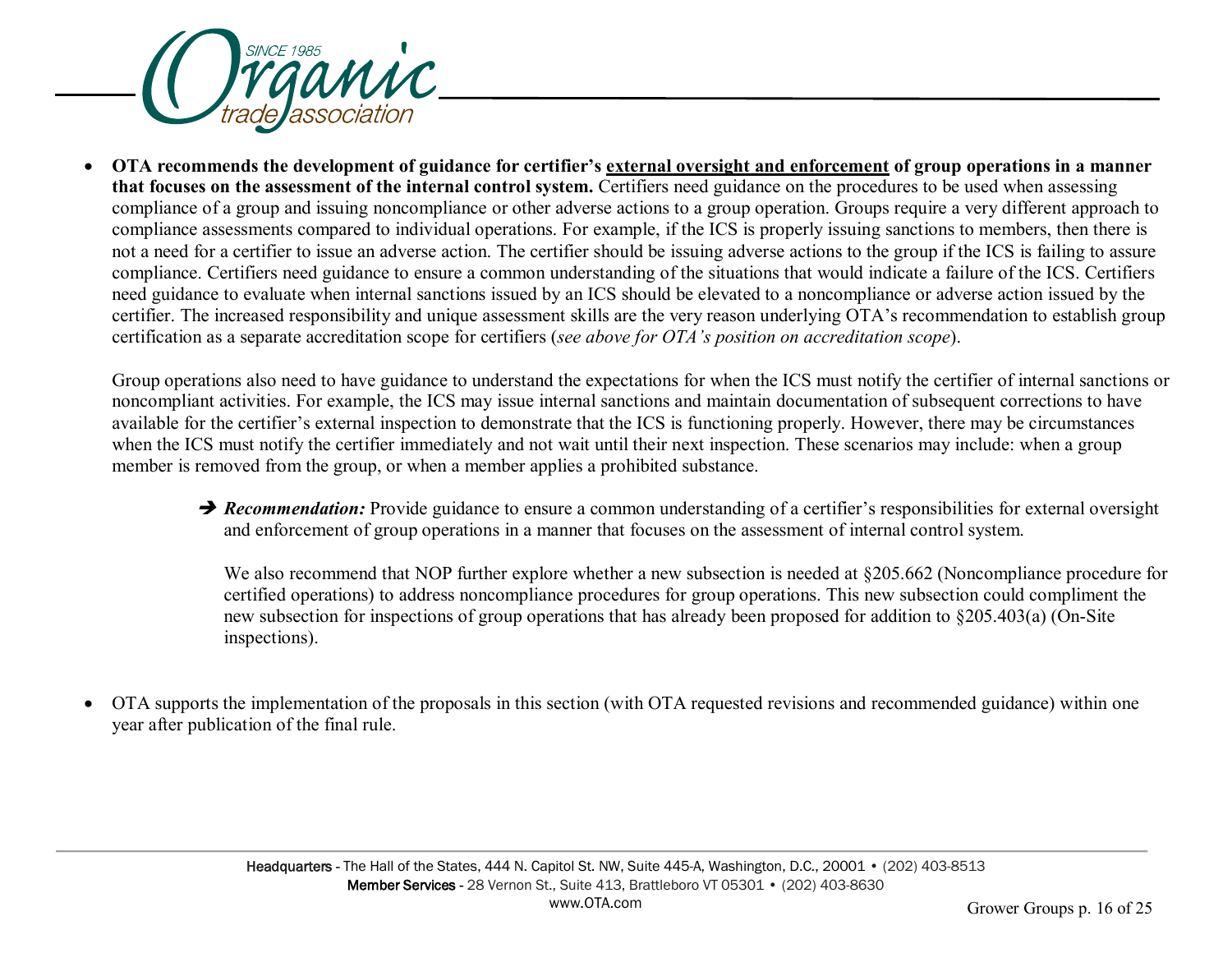- **OTA recommends the development of guidance for certifier's <u>external oversight and enforcement</u> of group operations in a manner that focuses on the assessment of the internal control system.** Certifiers need guidance on the procedures to be used when assessing compliance of a group and issuing noncompliance or other adverse actions to a group operation. Groups require a very different approach to compliance assessments compared to individual operations. For example, if the ICS is properly issuing sanctions to members, then there is not a need for a certifier to issue an adverse action. The certifier should be issuing adverse actions to the group if the ICS is failing to assure compliance. Certifiers need guidance to ensure a common understanding of the situations that would indicate a failure of the ICS. Certifiers need guidance to evaluate when internal sanctions issued by an ICS should be elevated to a noncompliance or adverse action issued by the certifier. The increased responsibility and unique assessment skills are the very reason underlying OTA's recommendation to establish group certification as a separate accreditation scope for certifiers (*see above for OTA's position on accreditation scope*).

  Group operations also need to have guidance to understand the expectations for when the ICS must notify the certifier of internal sanctions or noncompliant activities. For example, the ICS may issue internal sanctions and maintain documentation of subsequent corrections to have available for the certifier's external inspection to demonstrate that the ICS is functioning properly. However, there may be circumstances when the ICS must notify the certifier immediately and not wait until their next inspection. These scenarios may include: when a group member is removed from the group, or when a member applies a prohibited substance.

  ➔ ***Recommendation:*** Provide guidance to ensure a common understanding of a certifier's responsibilities for external oversight and enforcement of group operations in a manner that focuses on the assessment of internal control system.

  We also recommend that NOP further explore whether a new subsection is needed at §205.662 (Noncompliance procedure for certified operations) to address noncompliance procedures for group operations. This new subsection could compliment the new subsection for inspections of group operations that has already been proposed for addition to §205.403(a) (On-Site inspections).

- OTA supports the implementation of the proposals in this section (with OTA requested revisions and recommended guidance) within one year after publication of the final rule.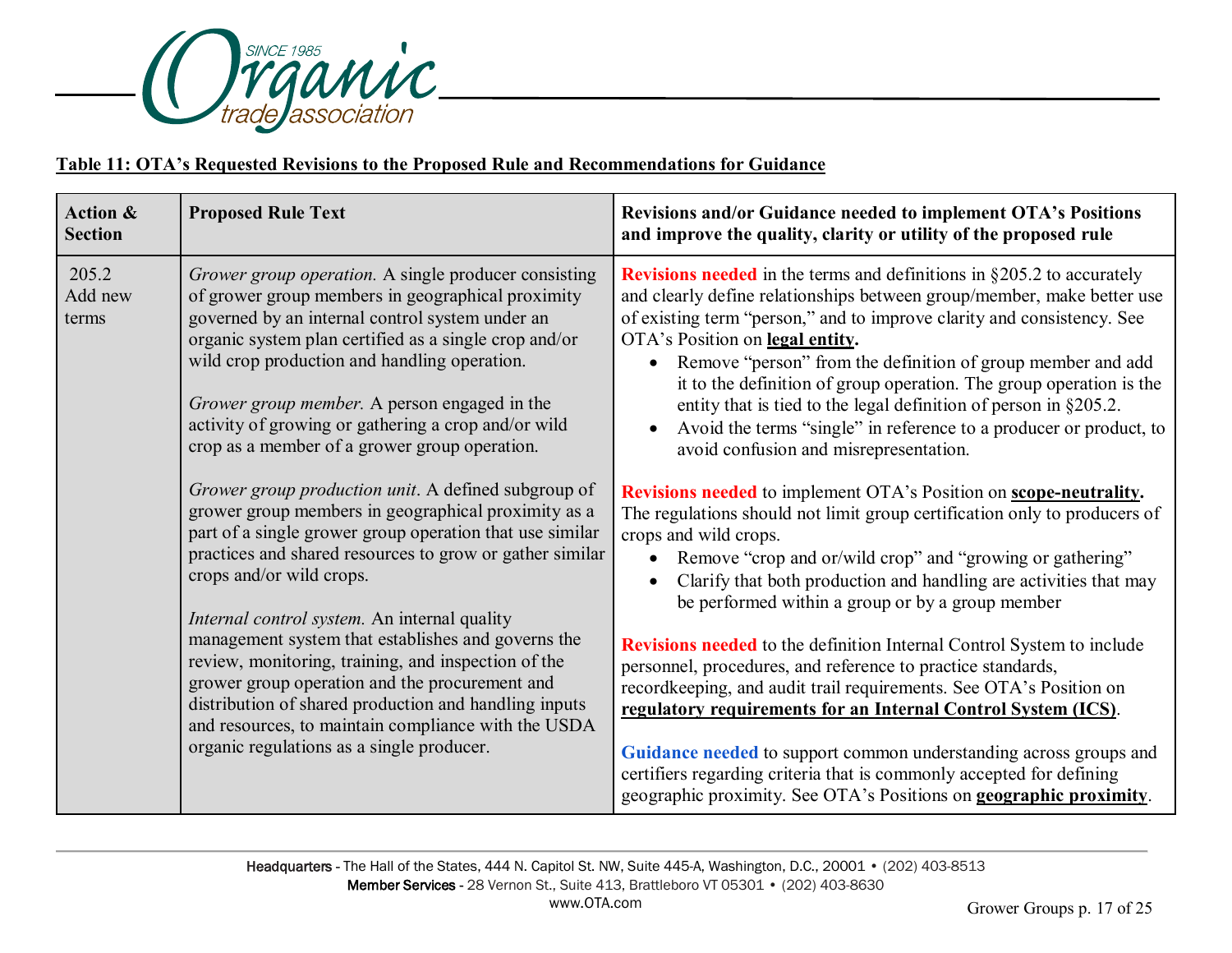**Table 11: OTA's Requested Revisions to the Proposed Rule and Recommendations for Guidance**

| Action & Section | Proposed Rule Text | Revisions and/or Guidance needed to implement OTA's Positions and improve the quality, clarity or utility of the proposed rule |
|---|---|---|
| 205.2 Add new terms | *Grower group operation.* A single producer consisting of grower group members in geographical proximity governed by an internal control system under an organic system plan certified as a single crop and/or wild crop production and handling operation.<br><br>*Grower group member.* A person engaged in the activity of growing or gathering a crop and/or wild crop as a member of a grower group operation.<br><br>*Grower group production unit*. A defined subgroup of grower group members in geographical proximity as a part of a single grower group operation that use similar practices and shared resources to grow or gather similar crops and/or wild crops.<br><br>*Internal control system.* An internal quality management system that establishes and governs the review, monitoring, training, and inspection of the grower group operation and the procurement and distribution of shared production and handling inputs and resources, to maintain compliance with the USDA organic regulations as a single producer. | **Revisions needed** in the terms and definitions in §205.2 to accurately and clearly define relationships between group/member, make better use of existing term "person," and to improve clarity and consistency. See OTA's Position on **legal entity.**<br>• Remove "person" from the definition of group member and add it to the definition of group operation. The group operation is the entity that is tied to the legal definition of person in §205.2.<br>• Avoid the terms "single" in reference to a producer or product, to avoid confusion and misrepresentation.<br><br>**Revisions needed** to implement OTA's Position on **scope-neutrality.** The regulations should not limit group certification only to producers of crops and wild crops.<br>• Remove "crop and or/wild crop" and "growing or gathering"<br>• Clarify that both production and handling are activities that may be performed within a group or by a group member<br><br>**Revisions needed** to the definition Internal Control System to include personnel, procedures, and reference to practice standards, recordkeeping, and audit trail requirements. See OTA's Position on **regulatory requirements for an Internal Control System (ICS)**.<br><br>**Guidance needed** to support common understanding across groups and certifiers regarding criteria that is commonly accepted for defining geographic proximity. See OTA's Positions on **geographic proximity**. |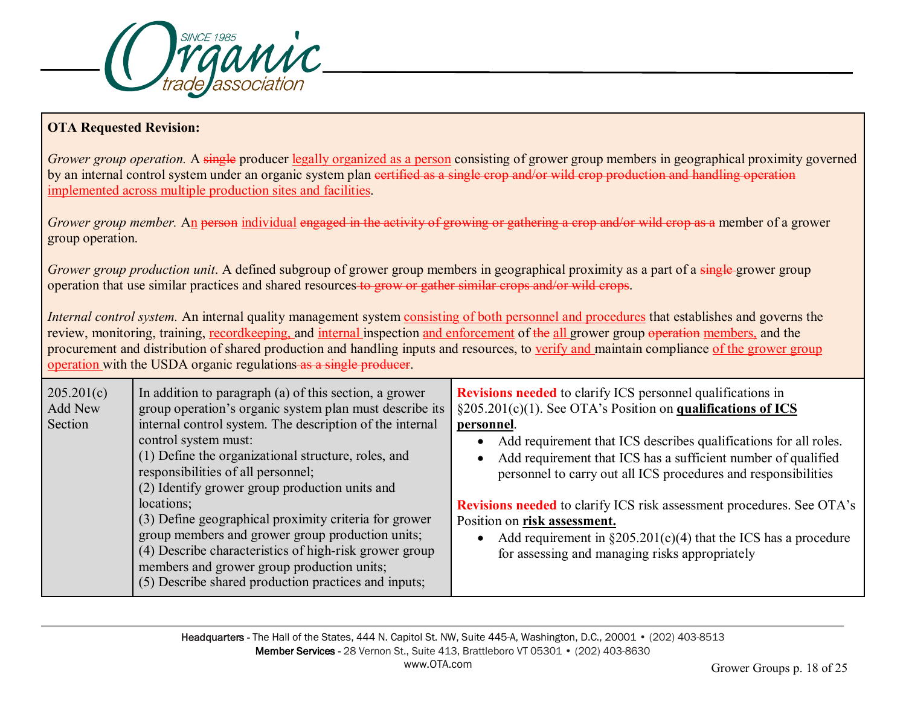**OTA Requested Revision:**

*Grower group operation.* A ~~single~~ producer <u>legally organized as a person</u> consisting of grower group members in geographical proximity governed by an internal control system under an organic system plan ~~certified as a single crop and/or wild crop production and handling operation~~ <u>implemented across multiple production sites and facilities</u>.

*Grower group member.* A<u>n</u> ~~person~~ <u>individual</u> ~~engaged in the activity of growing or gathering a crop and/or wild crop as a~~ member of a grower group operation.

*Grower group production unit*. A defined subgroup of grower group members in geographical proximity as a part of a ~~single~~ grower group operation that use similar practices and shared resources ~~to grow or gather similar crops and/or wild crops~~.

*Internal control system.* An internal quality management system <u>consisting of both personnel and procedures</u> that establishes and governs the review, monitoring, training, <u>recordkeeping,</u> and <u>internal</u> inspection <u>and enforcement</u> of ~~the~~ <u>all</u> grower group ~~operation~~ <u>members,</u> and the procurement and distribution of shared production and handling inputs and resources, to <u>verify and</u> maintain compliance <u>of the grower group operation</u> with the USDA organic regulations ~~as a single producer~~.

| | | |
|---|---|---|
| 205.201(c)<br>Add New Section | In addition to paragraph (a) of this section, a grower group operation's organic system plan must describe its internal control system. The description of the internal control system must:<br>(1) Define the organizational structure, roles, and responsibilities of all personnel;<br>(2) Identify grower group production units and locations;<br>(3) Define geographical proximity criteria for grower group members and grower group production units;<br>(4) Describe characteristics of high-risk grower group members and grower group production units;<br>(5) Describe shared production practices and inputs; | **Revisions needed** to clarify ICS personnel qualifications in §205.201(c)(1). See OTA's Position on **<u>qualifications of ICS personnel</u>**.<br>• Add requirement that ICS describes qualifications for all roles.<br>• Add requirement that ICS has a sufficient number of qualified personnel to carry out all ICS procedures and responsibilities<br><br>**Revisions needed** to clarify ICS risk assessment procedures. See OTA's Position on **<u>risk assessment.</u>**<br>• Add requirement in §205.201(c)(4) that the ICS has a procedure for assessing and managing risks appropriately |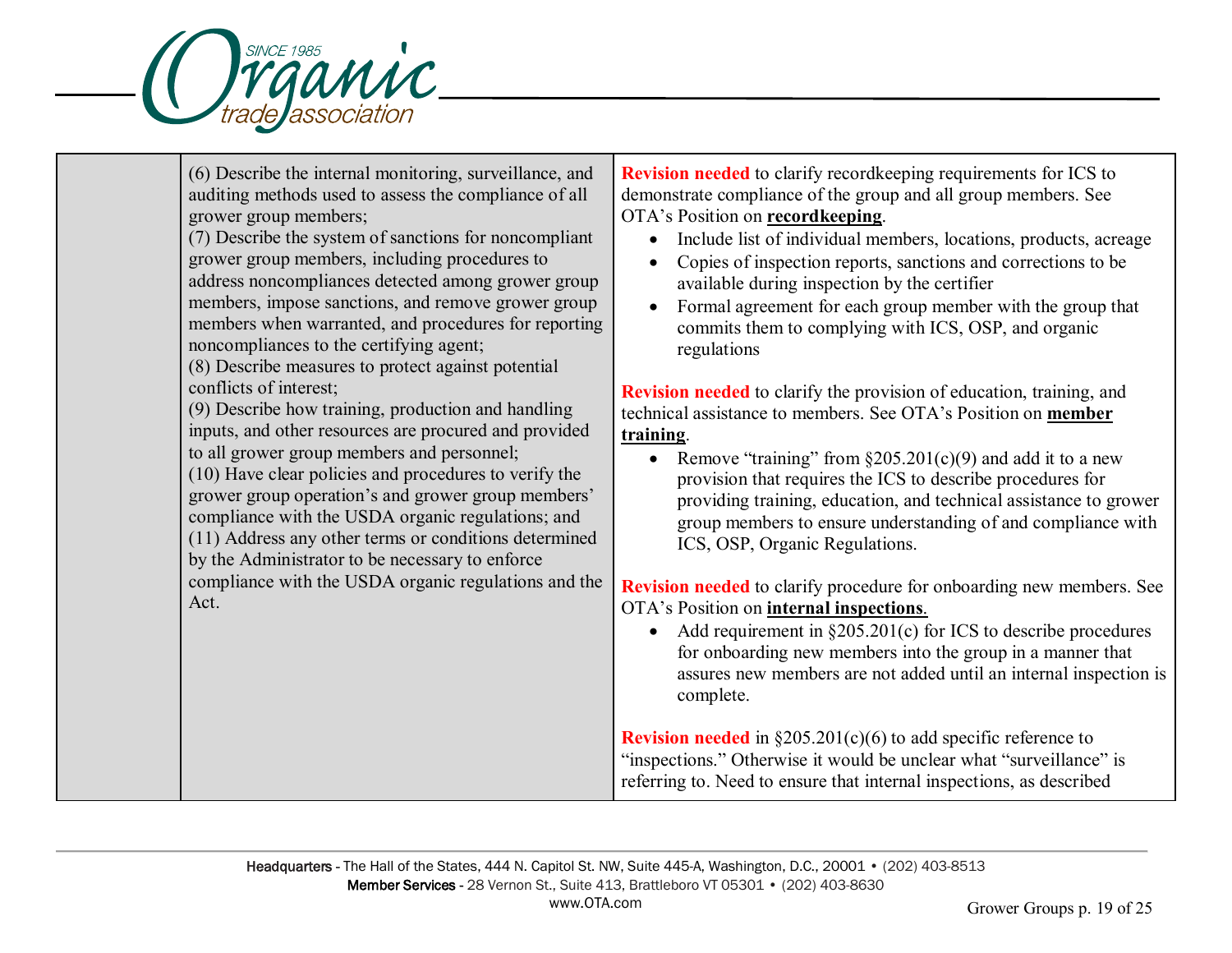| | | |
|---|---|---|
| | (6) Describe the internal monitoring, surveillance, and auditing methods used to assess the compliance of all grower group members;<br>(7) Describe the system of sanctions for noncompliant grower group members, including procedures to address noncompliances detected among grower group members, impose sanctions, and remove grower group members when warranted, and procedures for reporting noncompliances to the certifying agent;<br>(8) Describe measures to protect against potential conflicts of interest;<br>(9) Describe how training, production and handling inputs, and other resources are procured and provided to all grower group members and personnel;<br>(10) Have clear policies and procedures to verify the grower group operation's and grower group members' compliance with the USDA organic regulations; and<br>(11) Address any other terms or conditions determined by the Administrator to be necessary to enforce compliance with the USDA organic regulations and the Act. | **Revision needed** to clarify recordkeeping requirements for ICS to demonstrate compliance of the group and all group members. See OTA's Position on **recordkeeping**.<br>• Include list of individual members, locations, products, acreage<br>• Copies of inspection reports, sanctions and corrections to be available during inspection by the certifier<br>• Formal agreement for each group member with the group that commits them to complying with ICS, OSP, and organic regulations<br><br>**Revision needed** to clarify the provision of education, training, and technical assistance to members. See OTA's Position on **member training**.<br>• Remove "training" from §205.201(c)(9) and add it to a new provision that requires the ICS to describe procedures for providing training, education, and technical assistance to grower group members to ensure understanding of and compliance with ICS, OSP, Organic Regulations.<br><br>**Revision needed** to clarify procedure for onboarding new members. See OTA's Position on **internal inspections**.<br>• Add requirement in §205.201(c) for ICS to describe procedures for onboarding new members into the group in a manner that assures new members are not added until an internal inspection is complete.<br><br>**Revision needed** in §205.201(c)(6) to add specific reference to "inspections." Otherwise it would be unclear what "surveillance" is referring to. Need to ensure that internal inspections, as described |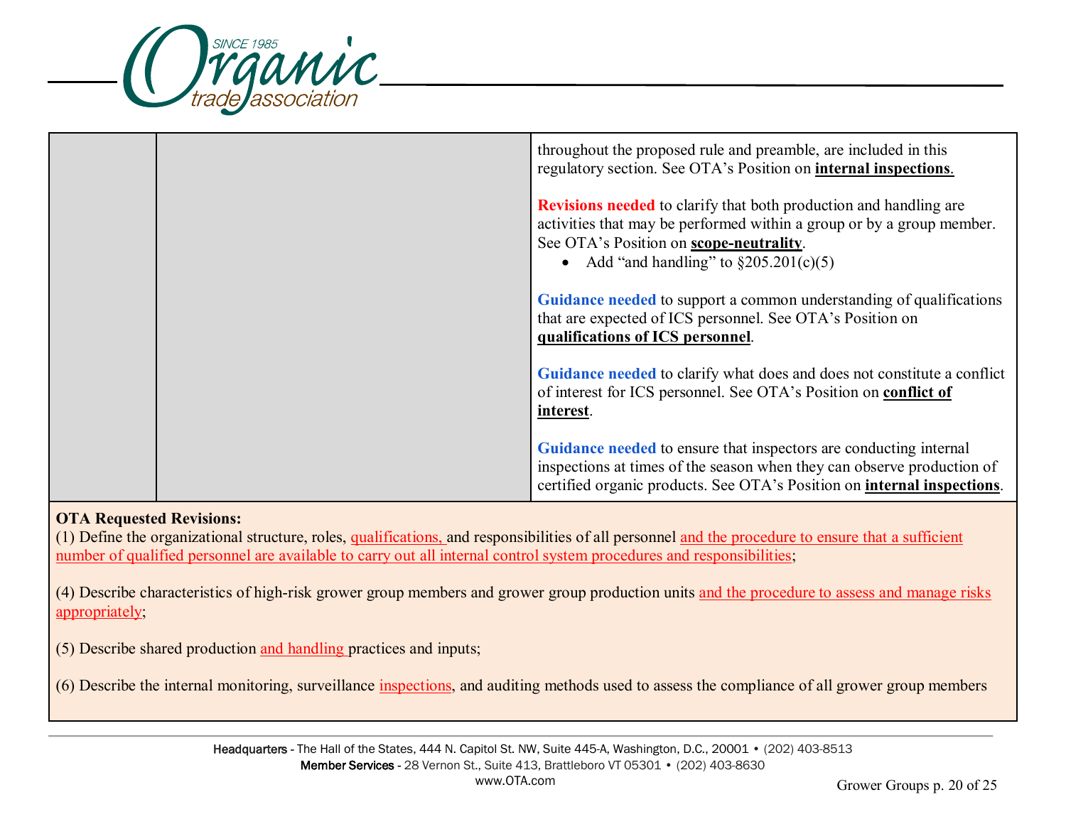| | | |
|---|---|---|
| | | throughout the proposed rule and preamble, are included in this regulatory section. See OTA's Position on **internal inspections**.<br><br>**Revisions needed** to clarify that both production and handling are activities that may be performed within a group or by a group member. See OTA's Position on **scope-neutrality**.<br>• Add "and handling" to §205.201(c)(5)<br><br>**Guidance needed** to support a common understanding of qualifications that are expected of ICS personnel. See OTA's Position on **qualifications of ICS personnel**.<br><br>**Guidance needed** to clarify what does and does not constitute a conflict of interest for ICS personnel. See OTA's Position on **conflict of interest**.<br><br>**Guidance needed** to ensure that inspectors are conducting internal inspections at times of the season when they can observe production of certified organic products. See OTA's Position on **internal inspections**. |

**OTA Requested Revisions:**

(1) Define the organizational structure, roles, qualifications, and responsibilities of all personnel and the procedure to ensure that a sufficient number of qualified personnel are available to carry out all internal control system procedures and responsibilities;

(4) Describe characteristics of high-risk grower group members and grower group production units and the procedure to assess and manage risks appropriately;

(5) Describe shared production and handling practices and inputs;

(6) Describe the internal monitoring, surveillance inspections, and auditing methods used to assess the compliance of all grower group members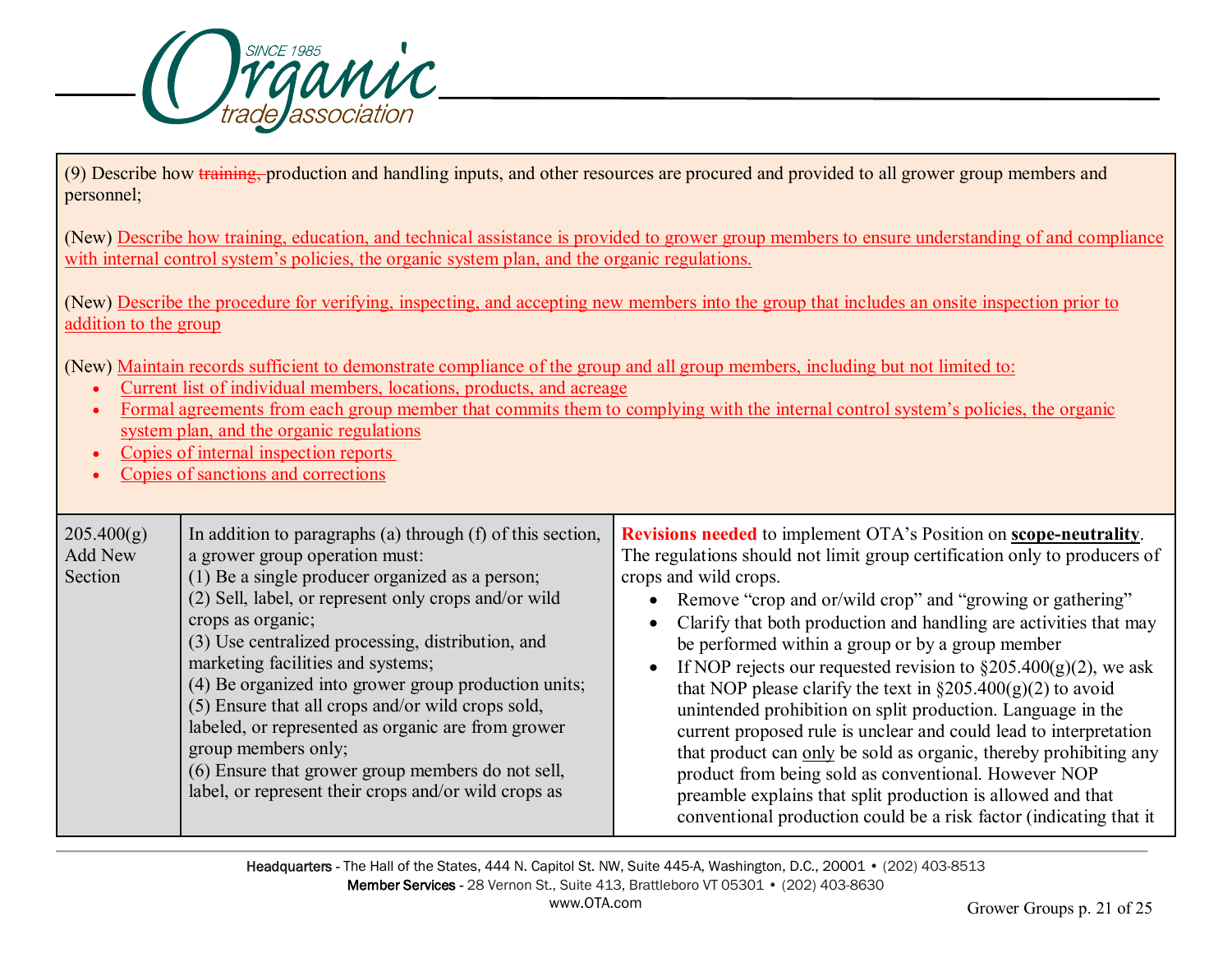(9) Describe how ~~training,~~ production and handling inputs, and other resources are procured and provided to all grower group members and personnel;

(New) <u>Describe how training, education, and technical assistance is provided to grower group members to ensure understanding of and compliance with internal control system's policies, the organic system plan, and the organic regulations.</u>

(New) <u>Describe the procedure for verifying, inspecting, and accepting new members into the group that includes an onsite inspection prior to addition to the group</u>

(New) <u>Maintain records sufficient to demonstrate compliance of the group and all group members, including but not limited to:</u>

- <u>Current list of individual members, locations, products, and acreage</u>
- <u>Formal agreements from each group member that commits them to complying with the internal control system's policies, the organic system plan, and the organic regulations</u>
- <u>Copies of internal inspection reports</u>
- <u>Copies of sanctions and corrections</u>

| | | |
|---|---|---|
| 205.400(g) Add New Section | In addition to paragraphs (a) through (f) of this section, a grower group operation must:<br>(1) Be a single producer organized as a person;<br>(2) Sell, label, or represent only crops and/or wild crops as organic;<br>(3) Use centralized processing, distribution, and marketing facilities and systems;<br>(4) Be organized into grower group production units;<br>(5) Ensure that all crops and/or wild crops sold, labeled, or represented as organic are from grower group members only;<br>(6) Ensure that grower group members do not sell, label, or represent their crops and/or wild crops as | **Revisions needed** to implement OTA's Position on **<u>scope-neutrality</u>**. The regulations should not limit group certification only to producers of crops and wild crops.<br>• Remove "crop and or/wild crop" and "growing or gathering"<br>• Clarify that both production and handling are activities that may be performed within a group or by a group member<br>• If NOP rejects our requested revision to §205.400(g)(2), we ask that NOP please clarify the text in §205.400(g)(2) to avoid unintended prohibition on split production. Language in the current proposed rule is unclear and could lead to interpretation that product can <u>only</u> be sold as organic, thereby prohibiting any product from being sold as conventional. However NOP preamble explains that split production is allowed and that conventional production could be a risk factor (indicating that it |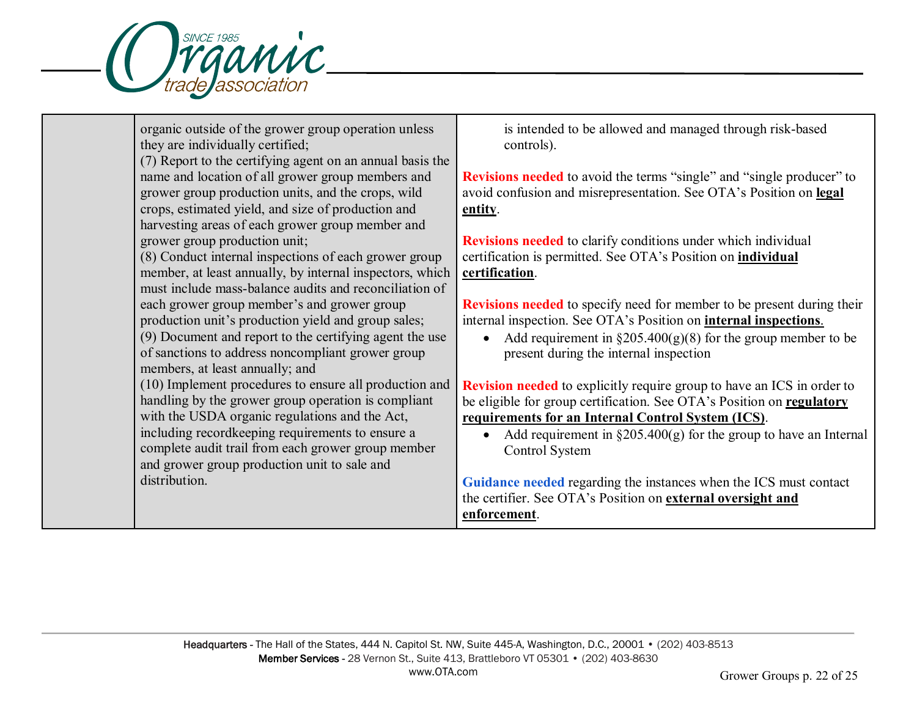| | | |
|---|---|---|
| | organic outside of the grower group operation unless they are individually certified;<br>(7) Report to the certifying agent on an annual basis the name and location of all grower group members and grower group production units, and the crops, wild crops, estimated yield, and size of production and harvesting areas of each grower group member and grower group production unit;<br>(8) Conduct internal inspections of each grower group member, at least annually, by internal inspectors, which must include mass-balance audits and reconciliation of each grower group member's and grower group production unit's production yield and group sales;<br>(9) Document and report to the certifying agent the use of sanctions to address noncompliant grower group members, at least annually; and<br>(10) Implement procedures to ensure all production and handling by the grower group operation is compliant with the USDA organic regulations and the Act, including recordkeeping requirements to ensure a complete audit trail from each grower group member and grower group production unit to sale and distribution. | is intended to be allowed and managed through risk-based controls).<br><br>**Revisions needed** to avoid the terms "single" and "single producer" to avoid confusion and misrepresentation. See OTA's Position on **legal entity**.<br><br>**Revisions needed** to clarify conditions under which individual certification is permitted. See OTA's Position on **individual certification**.<br><br>**Revisions needed** to specify need for member to be present during their internal inspection. See OTA's Position on **internal inspections**.<br>• Add requirement in §205.400(g)(8) for the group member to be present during the internal inspection<br><br>**Revision needed** to explicitly require group to have an ICS in order to be eligible for group certification. See OTA's Position on **regulatory requirements for an Internal Control System (ICS)**.<br>• Add requirement in §205.400(g) for the group to have an Internal Control System<br><br>**Guidance needed** regarding the instances when the ICS must contact the certifier. See OTA's Position on **external oversight and enforcement**. |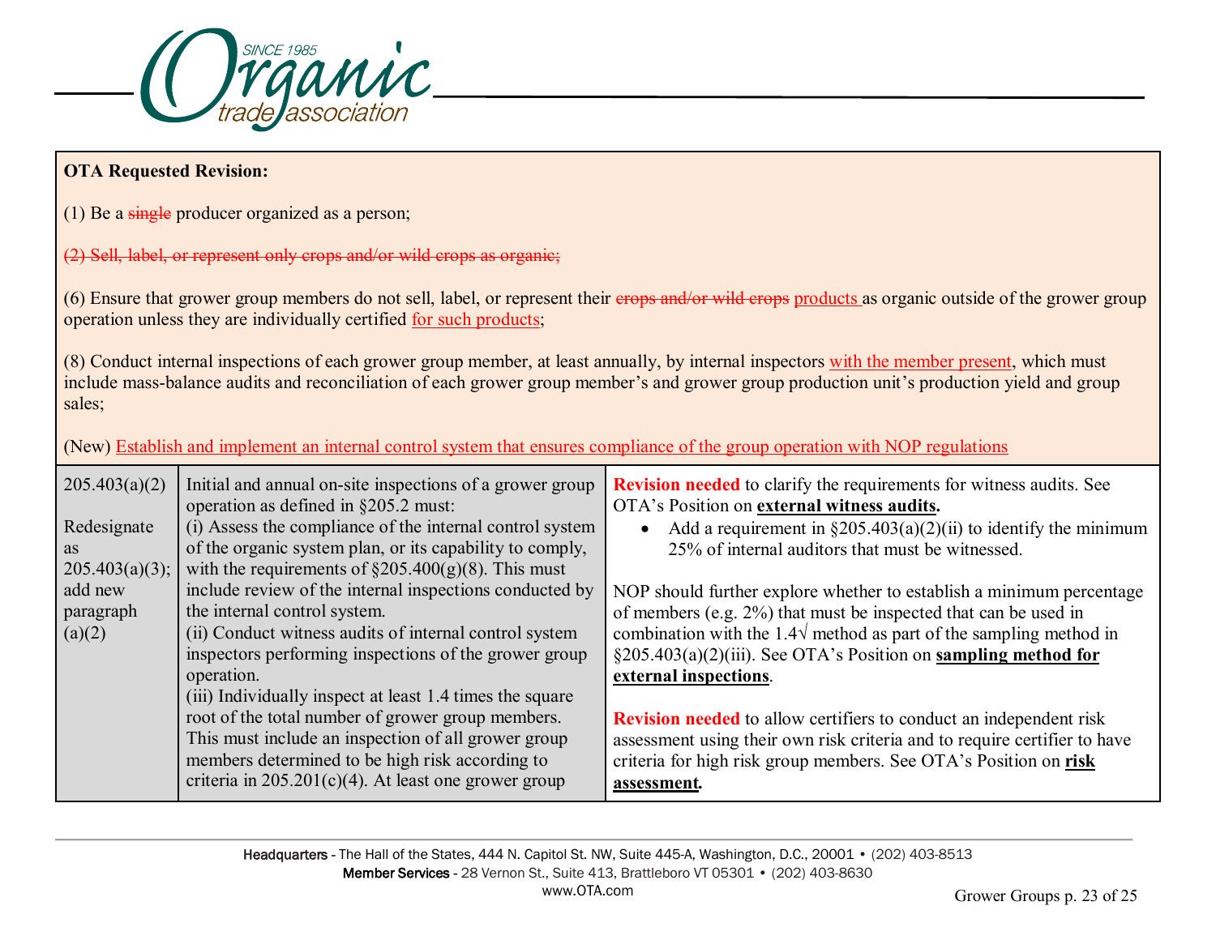**OTA Requested Revision:**

(1) Be a ~~single~~ producer organized as a person;

~~(2) Sell, label, or represent only crops and/or wild crops as organic;~~

(6) Ensure that grower group members do not sell, label, or represent their ~~crops and/or wild crops~~ <u>products</u> as organic outside of the grower group operation unless they are individually certified <u>for such products</u>;

(8) Conduct internal inspections of each grower group member, at least annually, by internal inspectors <u>with the member present</u>, which must include mass-balance audits and reconciliation of each grower group member's and grower group production unit's production yield and group sales;

(New) <u>Establish and implement an internal control system that ensures compliance of the group operation with NOP regulations</u>

| | | |
|---|---|---|
| 205.403(a)(2)<br><br>Redesignate as 205.403(a)(3); add new paragraph (a)(2) | Initial and annual on-site inspections of a grower group operation as defined in §205.2 must:<br>(i) Assess the compliance of the internal control system of the organic system plan, or its capability to comply, with the requirements of §205.400(g)(8). This must include review of the internal inspections conducted by the internal control system.<br>(ii) Conduct witness audits of internal control system inspectors performing inspections of the grower group operation.<br>(iii) Individually inspect at least 1.4 times the square root of the total number of grower group members. This must include an inspection of all grower group members determined to be high risk according to criteria in 205.201(c)(4). At least one grower group | **Revision needed** to clarify the requirements for witness audits. See OTA's Position on **<u>external witness audits</u>.**<br>• Add a requirement in §205.403(a)(2)(ii) to identify the minimum 25% of internal auditors that must be witnessed.<br><br>NOP should further explore whether to establish a minimum percentage of members (e.g. 2%) that must be inspected that can be used in combination with the 1.4√ method as part of the sampling method in §205.403(a)(2)(iii). See OTA's Position on **<u>sampling method for external inspections</u>**.<br><br>**Revision needed** to allow certifiers to conduct an independent risk assessment using their own risk criteria and to require certifier to have criteria for high risk group members. See OTA's Position on **<u>risk assessment</u>.** |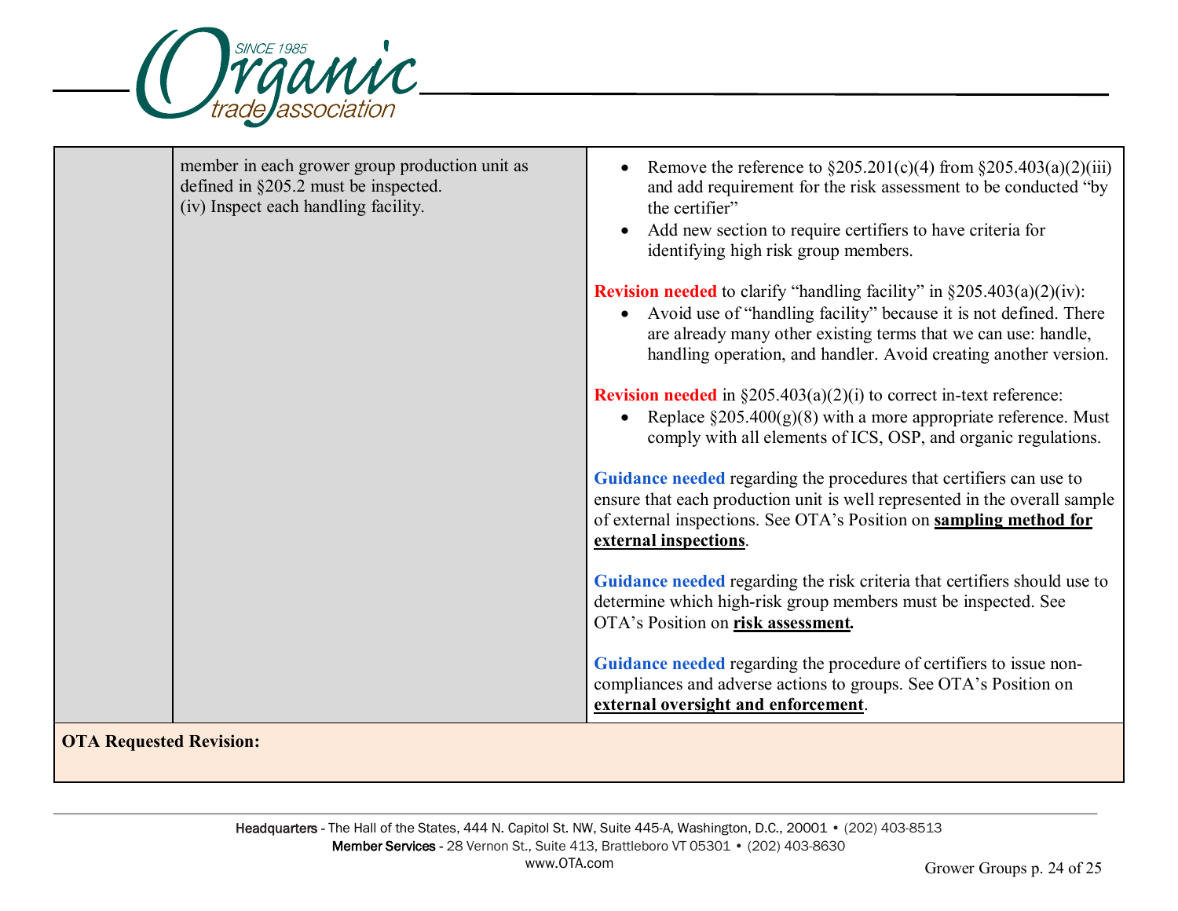| | | |
|---|---|---|
| | member in each grower group production unit as defined in §205.2 must be inspected.<br>(iv) Inspect each handling facility. | • Remove the reference to §205.201(c)(4) from §205.403(a)(2)(iii) and add requirement for the risk assessment to be conducted "by the certifier"<br>• Add new section to require certifiers to have criteria for identifying high risk group members.<br><br>**Revision needed** to clarify "handling facility" in §205.403(a)(2)(iv):<br>• Avoid use of "handling facility" because it is not defined. There are already many other existing terms that we can use: handle, handling operation, and handler. Avoid creating another version.<br><br>**Revision needed** in §205.403(a)(2)(i) to correct in-text reference:<br>• Replace §205.400(g)(8) with a more appropriate reference. Must comply with all elements of ICS, OSP, and organic regulations.<br><br>**Guidance needed** regarding the procedures that certifiers can use to ensure that each production unit is well represented in the overall sample of external inspections. See OTA's Position on **sampling method for external inspections**.<br><br>**Guidance needed** regarding the risk criteria that certifiers should use to determine which high-risk group members must be inspected. See OTA's Position on **risk assessment.**<br><br>**Guidance needed** regarding the procedure of certifiers to issue non-compliances and adverse actions to groups. See OTA's Position on **external oversight and enforcement**. |
| **OTA Requested Revision:** | | |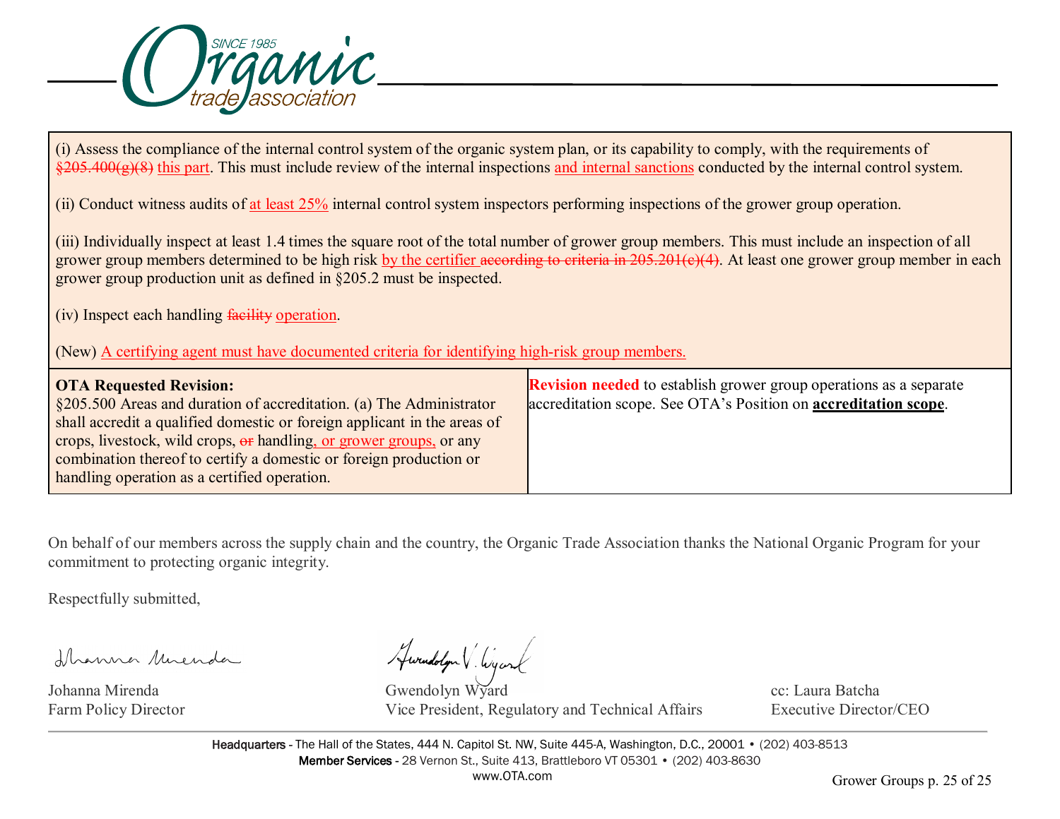(i) Assess the compliance of the internal control system of the organic system plan, or its capability to comply, with the requirements of ~~§205.400(g)(8)~~ this part. This must include review of the internal inspections and internal sanctions conducted by the internal control system.

(ii) Conduct witness audits of at least 25% internal control system inspectors performing inspections of the grower group operation.

(iii) Individually inspect at least 1.4 times the square root of the total number of grower group members. This must include an inspection of all grower group members determined to be high risk by the certifier ~~according to criteria in 205.201(c)(4)~~. At least one grower group member in each grower group production unit as defined in §205.2 must be inspected.

(iv) Inspect each handling ~~facility~~ operation.

(New) A certifying agent must have documented criteria for identifying high-risk group members.

| | |
|---|---|
| **OTA Requested Revision:** §205.500 Areas and duration of accreditation. (a) The Administrator shall accredit a qualified domestic or foreign applicant in the areas of crops, livestock, wild crops, ~~or~~ handling, or grower groups, or any combination thereof to certify a domestic or foreign production or handling operation as a certified operation. | **Revision needed** to establish grower group operations as a separate accreditation scope. See OTA's Position on **accreditation scope**. |

On behalf of our members across the supply chain and the country, the Organic Trade Association thanks the National Organic Program for your commitment to protecting organic integrity.

Respectfully submitted,

Johanna Mirenda
Farm Policy Director

Gwendolyn Wyard
Vice President, Regulatory and Technical Affairs

cc: Laura Batcha
Executive Director/CEO

Headquarters - The Hall of the States, 444 N. Capitol St. NW, Suite 445-A, Washington, D.C., 20001 • (202) 403-8513
Member Services - 28 Vernon St., Suite 413, Brattleboro VT 05301 • (202) 403-8630
www.OTA.com